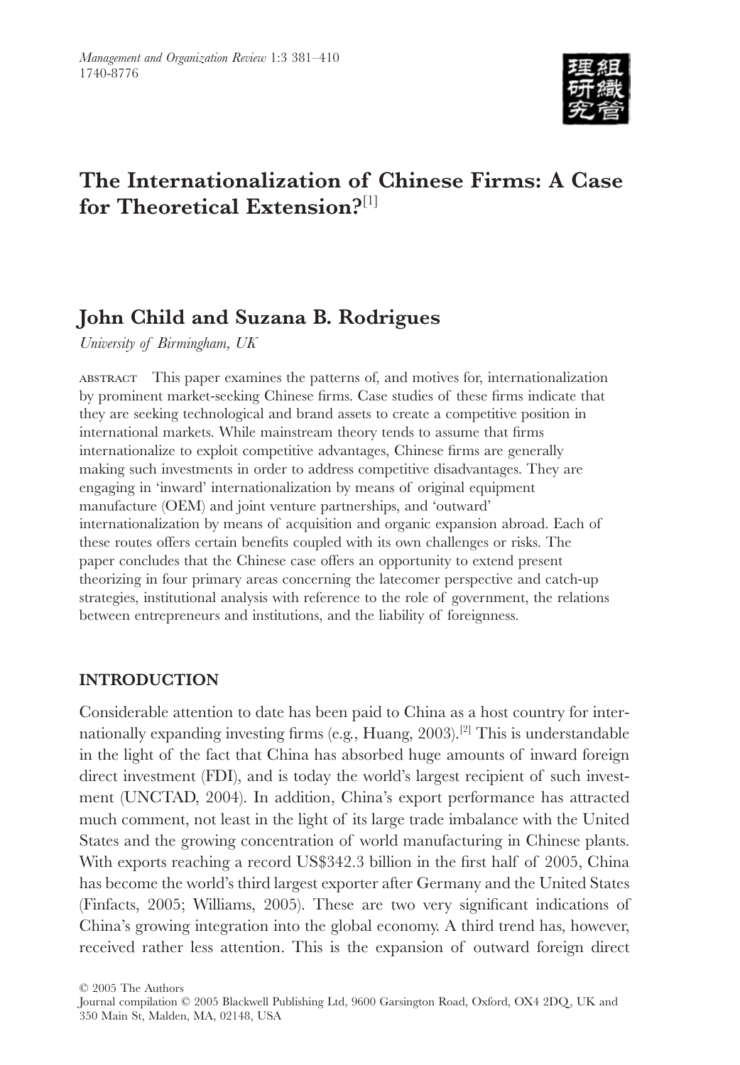# The Internationalization of Chinese Firms: A Case for Theoretical Extension?[1]

## John Child and Suzana B. Rodrigues

*University of Birmingham, UK*

ABSTRACT This paper examines the patterns of, and motives for, internationalization by prominent market-seeking Chinese firms. Case studies of these firms indicate that they are seeking technological and brand assets to create a competitive position in international markets. While mainstream theory tends to assume that firms internationalize to exploit competitive advantages, Chinese firms are generally making such investments in order to address competitive disadvantages. They are engaging in 'inward' internationalization by means of original equipment manufacture (OEM) and joint venture partnerships, and 'outward' internationalization by means of acquisition and organic expansion abroad. Each of these routes offers certain benefits coupled with its own challenges or risks. The paper concludes that the Chinese case offers an opportunity to extend present theorizing in four primary areas concerning the latecomer perspective and catch-up strategies, institutional analysis with reference to the role of government, the relations between entrepreneurs and institutions, and the liability of foreignness.

## INTRODUCTION

Considerable attention to date has been paid to China as a host country for internationally expanding investing firms (e.g., Huang, 2003).[2] This is understandable in the light of the fact that China has absorbed huge amounts of inward foreign direct investment (FDI), and is today the world's largest recipient of such investment (UNCTAD, 2004). In addition, China's export performance has attracted much comment, not least in the light of its large trade imbalance with the United States and the growing concentration of world manufacturing in Chinese plants. With exports reaching a record US$342.3 billion in the first half of 2005, China has become the world's third largest exporter after Germany and the United States (Finfacts, 2005; Williams, 2005). These are two very significant indications of China's growing integration into the global economy. A third trend has, however, received rather less attention. This is the expansion of outward foreign direct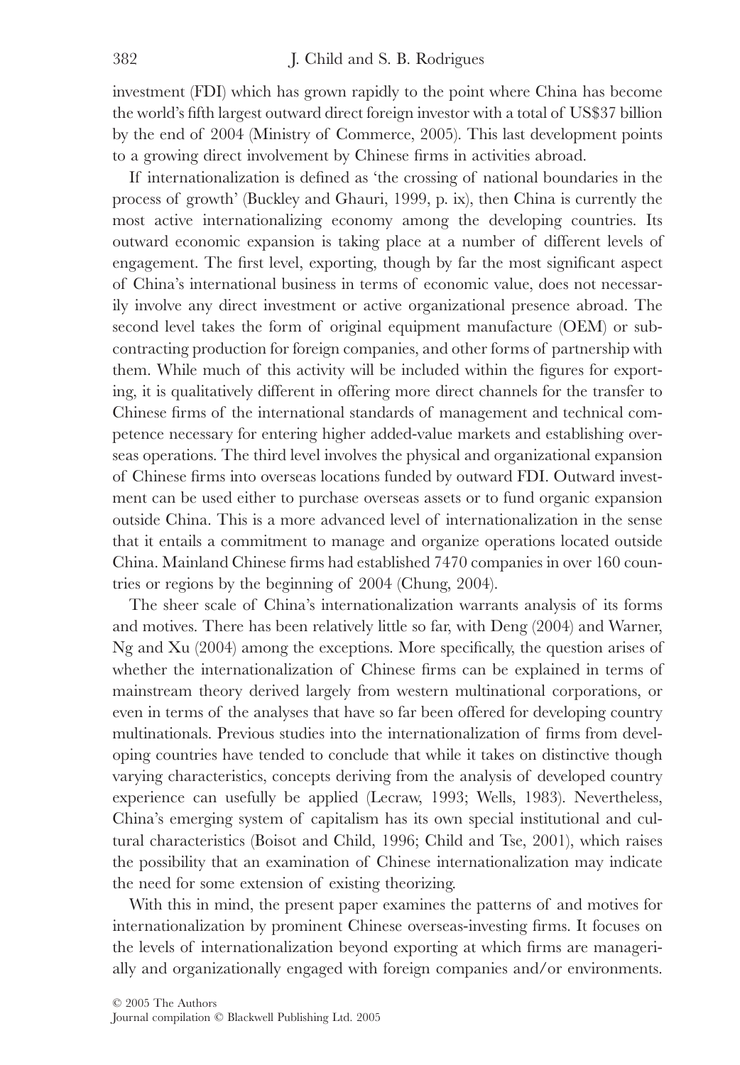investment (FDI) which has grown rapidly to the point where China has become the world's fifth largest outward direct foreign investor with a total of US$37 billion by the end of 2004 (Ministry of Commerce, 2005). This last development points to a growing direct involvement by Chinese firms in activities abroad.

If internationalization is defined as 'the crossing of national boundaries in the process of growth' (Buckley and Ghauri, 1999, p. ix), then China is currently the most active internationalizing economy among the developing countries. Its outward economic expansion is taking place at a number of different levels of engagement. The first level, exporting, though by far the most significant aspect of China's international business in terms of economic value, does not necessarily involve any direct investment or active organizational presence abroad. The second level takes the form of original equipment manufacture (OEM) or subcontracting production for foreign companies, and other forms of partnership with them. While much of this activity will be included within the figures for exporting, it is qualitatively different in offering more direct channels for the transfer to Chinese firms of the international standards of management and technical competence necessary for entering higher added-value markets and establishing overseas operations. The third level involves the physical and organizational expansion of Chinese firms into overseas locations funded by outward FDI. Outward investment can be used either to purchase overseas assets or to fund organic expansion outside China. This is a more advanced level of internationalization in the sense that it entails a commitment to manage and organize operations located outside China. Mainland Chinese firms had established 7470 companies in over 160 countries or regions by the beginning of 2004 (Chung, 2004).

The sheer scale of China's internationalization warrants analysis of its forms and motives. There has been relatively little so far, with Deng (2004) and Warner, Ng and Xu (2004) among the exceptions. More specifically, the question arises of whether the internationalization of Chinese firms can be explained in terms of mainstream theory derived largely from western multinational corporations, or even in terms of the analyses that have so far been offered for developing country multinationals. Previous studies into the internationalization of firms from developing countries have tended to conclude that while it takes on distinctive though varying characteristics, concepts deriving from the analysis of developed country experience can usefully be applied (Lecraw, 1993; Wells, 1983). Nevertheless, China's emerging system of capitalism has its own special institutional and cultural characteristics (Boisot and Child, 1996; Child and Tse, 2001), which raises the possibility that an examination of Chinese internationalization may indicate the need for some extension of existing theorizing.

With this in mind, the present paper examines the patterns of and motives for internationalization by prominent Chinese overseas-investing firms. It focuses on the levels of internationalization beyond exporting at which firms are managerially and organizationally engaged with foreign companies and/or environments.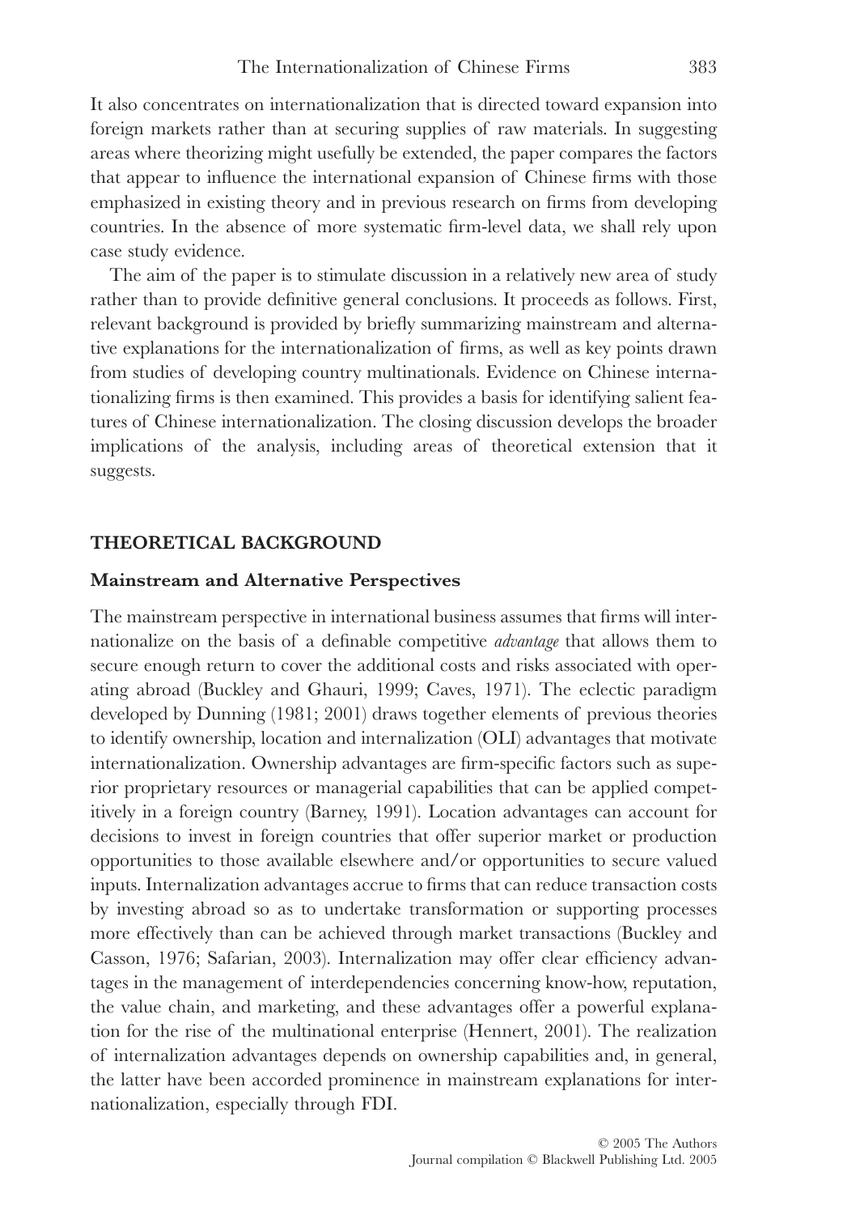It also concentrates on internationalization that is directed toward expansion into foreign markets rather than at securing supplies of raw materials. In suggesting areas where theorizing might usefully be extended, the paper compares the factors that appear to influence the international expansion of Chinese firms with those emphasized in existing theory and in previous research on firms from developing countries. In the absence of more systematic firm-level data, we shall rely upon case study evidence.

The aim of the paper is to stimulate discussion in a relatively new area of study rather than to provide definitive general conclusions. It proceeds as follows. First, relevant background is provided by briefly summarizing mainstream and alternative explanations for the internationalization of firms, as well as key points drawn from studies of developing country multinationals. Evidence on Chinese internationalizing firms is then examined. This provides a basis for identifying salient features of Chinese internationalization. The closing discussion develops the broader implications of the analysis, including areas of theoretical extension that it suggests.

## THEORETICAL BACKGROUND

### Mainstream and Alternative Perspectives

The mainstream perspective in international business assumes that firms will internationalize on the basis of a definable competitive *advantage* that allows them to secure enough return to cover the additional costs and risks associated with operating abroad (Buckley and Ghauri, 1999; Caves, 1971). The eclectic paradigm developed by Dunning (1981; 2001) draws together elements of previous theories to identify ownership, location and internalization (OLI) advantages that motivate internationalization. Ownership advantages are firm-specific factors such as superior proprietary resources or managerial capabilities that can be applied competitively in a foreign country (Barney, 1991). Location advantages can account for decisions to invest in foreign countries that offer superior market or production opportunities to those available elsewhere and/or opportunities to secure valued inputs. Internalization advantages accrue to firms that can reduce transaction costs by investing abroad so as to undertake transformation or supporting processes more effectively than can be achieved through market transactions (Buckley and Casson, 1976; Safarian, 2003). Internalization may offer clear efficiency advantages in the management of interdependencies concerning know-how, reputation, the value chain, and marketing, and these advantages offer a powerful explanation for the rise of the multinational enterprise (Hennert, 2001). The realization of internalization advantages depends on ownership capabilities and, in general, the latter have been accorded prominence in mainstream explanations for internationalization, especially through FDI.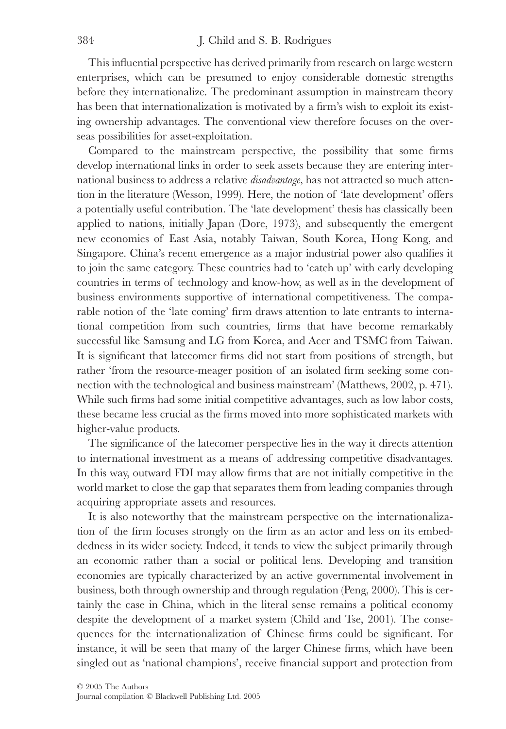This influential perspective has derived primarily from research on large western enterprises, which can be presumed to enjoy considerable domestic strengths before they internationalize. The predominant assumption in mainstream theory has been that internationalization is motivated by a firm's wish to exploit its existing ownership advantages. The conventional view therefore focuses on the overseas possibilities for asset-exploitation.

Compared to the mainstream perspective, the possibility that some firms develop international links in order to seek assets because they are entering international business to address a relative *disadvantage*, has not attracted so much attention in the literature (Wesson, 1999). Here, the notion of 'late development' offers a potentially useful contribution. The 'late development' thesis has classically been applied to nations, initially Japan (Dore, 1973), and subsequently the emergent new economies of East Asia, notably Taiwan, South Korea, Hong Kong, and Singapore. China's recent emergence as a major industrial power also qualifies it to join the same category. These countries had to 'catch up' with early developing countries in terms of technology and know-how, as well as in the development of business environments supportive of international competitiveness. The comparable notion of the 'late coming' firm draws attention to late entrants to international competition from such countries, firms that have become remarkably successful like Samsung and LG from Korea, and Acer and TSMC from Taiwan. It is significant that latecomer firms did not start from positions of strength, but rather 'from the resource-meager position of an isolated firm seeking some connection with the technological and business mainstream' (Matthews, 2002, p. 471). While such firms had some initial competitive advantages, such as low labor costs, these became less crucial as the firms moved into more sophisticated markets with higher-value products.

The significance of the latecomer perspective lies in the way it directs attention to international investment as a means of addressing competitive disadvantages. In this way, outward FDI may allow firms that are not initially competitive in the world market to close the gap that separates them from leading companies through acquiring appropriate assets and resources.

It is also noteworthy that the mainstream perspective on the internationalization of the firm focuses strongly on the firm as an actor and less on its embeddedness in its wider society. Indeed, it tends to view the subject primarily through an economic rather than a social or political lens. Developing and transition economies are typically characterized by an active governmental involvement in business, both through ownership and through regulation (Peng, 2000). This is certainly the case in China, which in the literal sense remains a political economy despite the development of a market system (Child and Tse, 2001). The consequences for the internationalization of Chinese firms could be significant. For instance, it will be seen that many of the larger Chinese firms, which have been singled out as 'national champions', receive financial support and protection from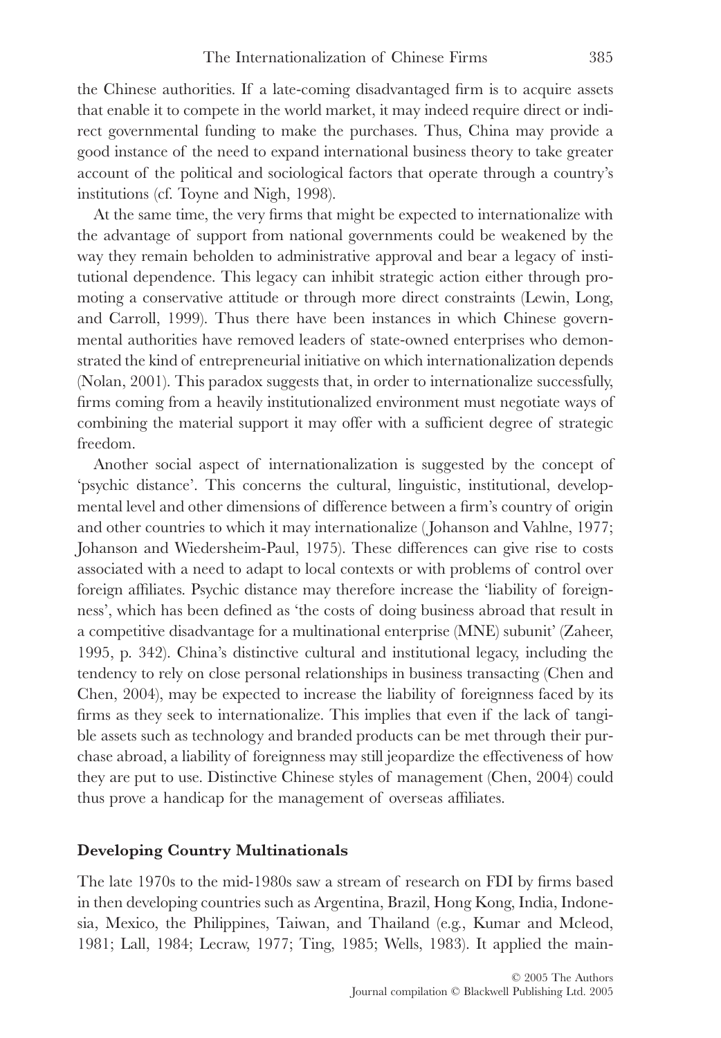the Chinese authorities. If a late-coming disadvantaged firm is to acquire assets that enable it to compete in the world market, it may indeed require direct or indirect governmental funding to make the purchases. Thus, China may provide a good instance of the need to expand international business theory to take greater account of the political and sociological factors that operate through a country's institutions (cf. Toyne and Nigh, 1998).

At the same time, the very firms that might be expected to internationalize with the advantage of support from national governments could be weakened by the way they remain beholden to administrative approval and bear a legacy of institutional dependence. This legacy can inhibit strategic action either through promoting a conservative attitude or through more direct constraints (Lewin, Long, and Carroll, 1999). Thus there have been instances in which Chinese governmental authorities have removed leaders of state-owned enterprises who demonstrated the kind of entrepreneurial initiative on which internationalization depends (Nolan, 2001). This paradox suggests that, in order to internationalize successfully, firms coming from a heavily institutionalized environment must negotiate ways of combining the material support it may offer with a sufficient degree of strategic freedom.

Another social aspect of internationalization is suggested by the concept of 'psychic distance'. This concerns the cultural, linguistic, institutional, developmental level and other dimensions of difference between a firm's country of origin and other countries to which it may internationalize (Johanson and Vahlne, 1977; Johanson and Wiedersheim-Paul, 1975). These differences can give rise to costs associated with a need to adapt to local contexts or with problems of control over foreign affiliates. Psychic distance may therefore increase the 'liability of foreignness', which has been defined as 'the costs of doing business abroad that result in a competitive disadvantage for a multinational enterprise (MNE) subunit' (Zaheer, 1995, p. 342). China's distinctive cultural and institutional legacy, including the tendency to rely on close personal relationships in business transacting (Chen and Chen, 2004), may be expected to increase the liability of foreignness faced by its firms as they seek to internationalize. This implies that even if the lack of tangible assets such as technology and branded products can be met through their purchase abroad, a liability of foreignness may still jeopardize the effectiveness of how they are put to use. Distinctive Chinese styles of management (Chen, 2004) could thus prove a handicap for the management of overseas affiliates.

## Developing Country Multinationals

The late 1970s to the mid-1980s saw a stream of research on FDI by firms based in then developing countries such as Argentina, Brazil, Hong Kong, India, Indonesia, Mexico, the Philippines, Taiwan, and Thailand (e.g., Kumar and Mcleod, 1981; Lall, 1984; Lecraw, 1977; Ting, 1985; Wells, 1983). It applied the main-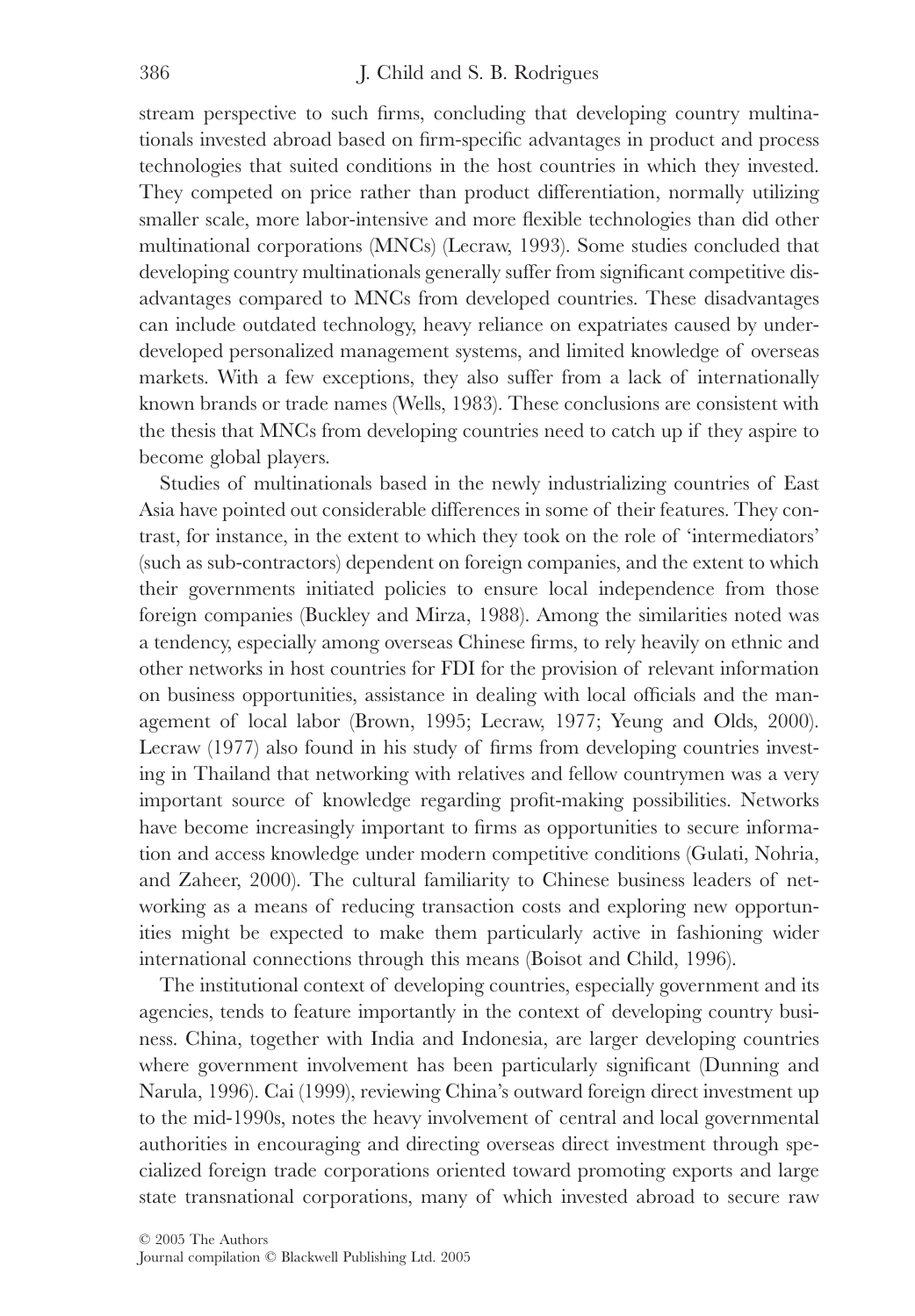stream perspective to such firms, concluding that developing country multinationals invested abroad based on firm-specific advantages in product and process technologies that suited conditions in the host countries in which they invested. They competed on price rather than product differentiation, normally utilizing smaller scale, more labor-intensive and more flexible technologies than did other multinational corporations (MNCs) (Lecraw, 1993). Some studies concluded that developing country multinationals generally suffer from significant competitive disadvantages compared to MNCs from developed countries. These disadvantages can include outdated technology, heavy reliance on expatriates caused by underdeveloped personalized management systems, and limited knowledge of overseas markets. With a few exceptions, they also suffer from a lack of internationally known brands or trade names (Wells, 1983). These conclusions are consistent with the thesis that MNCs from developing countries need to catch up if they aspire to become global players.

Studies of multinationals based in the newly industrializing countries of East Asia have pointed out considerable differences in some of their features. They contrast, for instance, in the extent to which they took on the role of 'intermediators' (such as sub-contractors) dependent on foreign companies, and the extent to which their governments initiated policies to ensure local independence from those foreign companies (Buckley and Mirza, 1988). Among the similarities noted was a tendency, especially among overseas Chinese firms, to rely heavily on ethnic and other networks in host countries for FDI for the provision of relevant information on business opportunities, assistance in dealing with local officials and the management of local labor (Brown, 1995; Lecraw, 1977; Yeung and Olds, 2000). Lecraw (1977) also found in his study of firms from developing countries investing in Thailand that networking with relatives and fellow countrymen was a very important source of knowledge regarding profit-making possibilities. Networks have become increasingly important to firms as opportunities to secure information and access knowledge under modern competitive conditions (Gulati, Nohria, and Zaheer, 2000). The cultural familiarity to Chinese business leaders of networking as a means of reducing transaction costs and exploring new opportunities might be expected to make them particularly active in fashioning wider international connections through this means (Boisot and Child, 1996).

The institutional context of developing countries, especially government and its agencies, tends to feature importantly in the context of developing country business. China, together with India and Indonesia, are larger developing countries where government involvement has been particularly significant (Dunning and Narula, 1996). Cai (1999), reviewing China's outward foreign direct investment up to the mid-1990s, notes the heavy involvement of central and local governmental authorities in encouraging and directing overseas direct investment through specialized foreign trade corporations oriented toward promoting exports and large state transnational corporations, many of which invested abroad to secure raw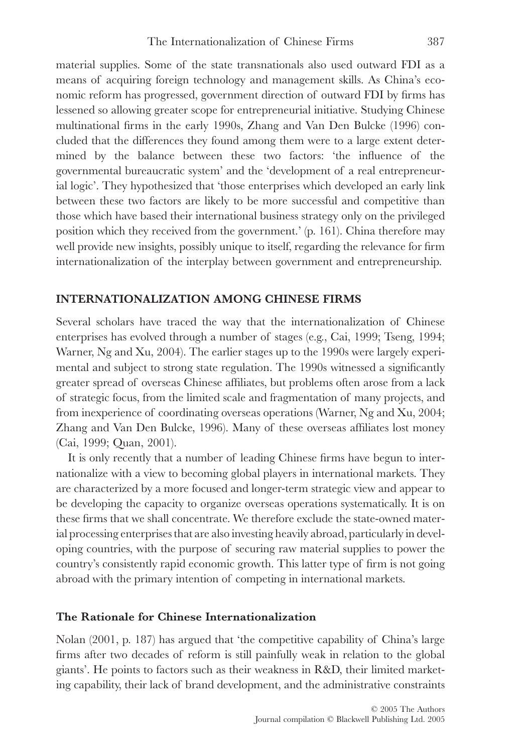material supplies. Some of the state transnationals also used outward FDI as a means of acquiring foreign technology and management skills. As China's economic reform has progressed, government direction of outward FDI by firms has lessened so allowing greater scope for entrepreneurial initiative. Studying Chinese multinational firms in the early 1990s, Zhang and Van Den Bulcke (1996) concluded that the differences they found among them were to a large extent determined by the balance between these two factors: 'the influence of the governmental bureaucratic system' and the 'development of a real entrepreneurial logic'. They hypothesized that 'those enterprises which developed an early link between these two factors are likely to be more successful and competitive than those which have based their international business strategy only on the privileged position which they received from the government.' (p. 161). China therefore may well provide new insights, possibly unique to itself, regarding the relevance for firm internationalization of the interplay between government and entrepreneurship.

## INTERNATIONALIZATION AMONG CHINESE FIRMS

Several scholars have traced the way that the internationalization of Chinese enterprises has evolved through a number of stages (e.g., Cai, 1999; Tseng, 1994; Warner, Ng and Xu, 2004). The earlier stages up to the 1990s were largely experimental and subject to strong state regulation. The 1990s witnessed a significantly greater spread of overseas Chinese affiliates, but problems often arose from a lack of strategic focus, from the limited scale and fragmentation of many projects, and from inexperience of coordinating overseas operations (Warner, Ng and Xu, 2004; Zhang and Van Den Bulcke, 1996). Many of these overseas affiliates lost money (Cai, 1999; Quan, 2001).

It is only recently that a number of leading Chinese firms have begun to internationalize with a view to becoming global players in international markets. They are characterized by a more focused and longer-term strategic view and appear to be developing the capacity to organize overseas operations systematically. It is on these firms that we shall concentrate. We therefore exclude the state-owned material processing enterprises that are also investing heavily abroad, particularly in developing countries, with the purpose of securing raw material supplies to power the country's consistently rapid economic growth. This latter type of firm is not going abroad with the primary intention of competing in international markets.

### The Rationale for Chinese Internationalization

Nolan (2001, p. 187) has argued that 'the competitive capability of China's large firms after two decades of reform is still painfully weak in relation to the global giants'. He points to factors such as their weakness in R&D, their limited marketing capability, their lack of brand development, and the administrative constraints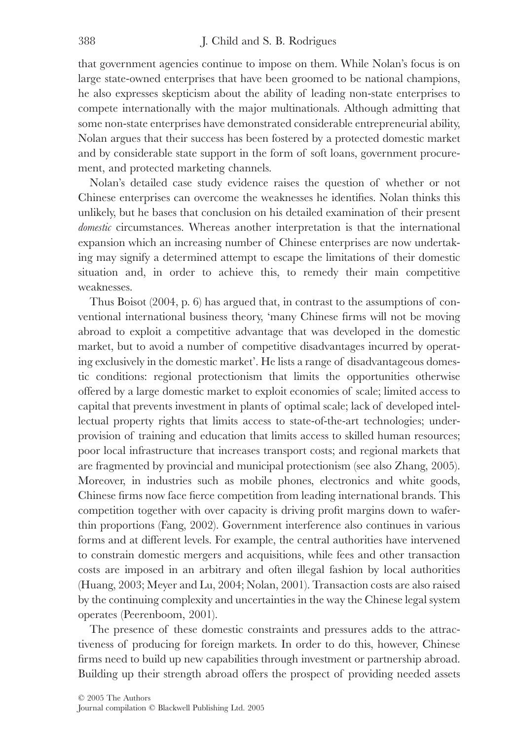that government agencies continue to impose on them. While Nolan's focus is on large state-owned enterprises that have been groomed to be national champions, he also expresses skepticism about the ability of leading non-state enterprises to compete internationally with the major multinationals. Although admitting that some non-state enterprises have demonstrated considerable entrepreneurial ability, Nolan argues that their success has been fostered by a protected domestic market and by considerable state support in the form of soft loans, government procurement, and protected marketing channels.

Nolan's detailed case study evidence raises the question of whether or not Chinese enterprises can overcome the weaknesses he identifies. Nolan thinks this unlikely, but he bases that conclusion on his detailed examination of their present *domestic* circumstances. Whereas another interpretation is that the international expansion which an increasing number of Chinese enterprises are now undertaking may signify a determined attempt to escape the limitations of their domestic situation and, in order to achieve this, to remedy their main competitive weaknesses.

Thus Boisot (2004, p. 6) has argued that, in contrast to the assumptions of conventional international business theory, 'many Chinese firms will not be moving abroad to exploit a competitive advantage that was developed in the domestic market, but to avoid a number of competitive disadvantages incurred by operating exclusively in the domestic market'. He lists a range of disadvantageous domestic conditions: regional protectionism that limits the opportunities otherwise offered by a large domestic market to exploit economies of scale; limited access to capital that prevents investment in plants of optimal scale; lack of developed intellectual property rights that limits access to state-of-the-art technologies; under-provision of training and education that limits access to skilled human resources; poor local infrastructure that increases transport costs; and regional markets that are fragmented by provincial and municipal protectionism (see also Zhang, 2005). Moreover, in industries such as mobile phones, electronics and white goods, Chinese firms now face fierce competition from leading international brands. This competition together with over capacity is driving profit margins down to wafer-thin proportions (Fang, 2002). Government interference also continues in various forms and at different levels. For example, the central authorities have intervened to constrain domestic mergers and acquisitions, while fees and other transaction costs are imposed in an arbitrary and often illegal fashion by local authorities (Huang, 2003; Meyer and Lu, 2004; Nolan, 2001). Transaction costs are also raised by the continuing complexity and uncertainties in the way the Chinese legal system operates (Peerenboom, 2001).

The presence of these domestic constraints and pressures adds to the attractiveness of producing for foreign markets. In order to do this, however, Chinese firms need to build up new capabilities through investment or partnership abroad. Building up their strength abroad offers the prospect of providing needed assets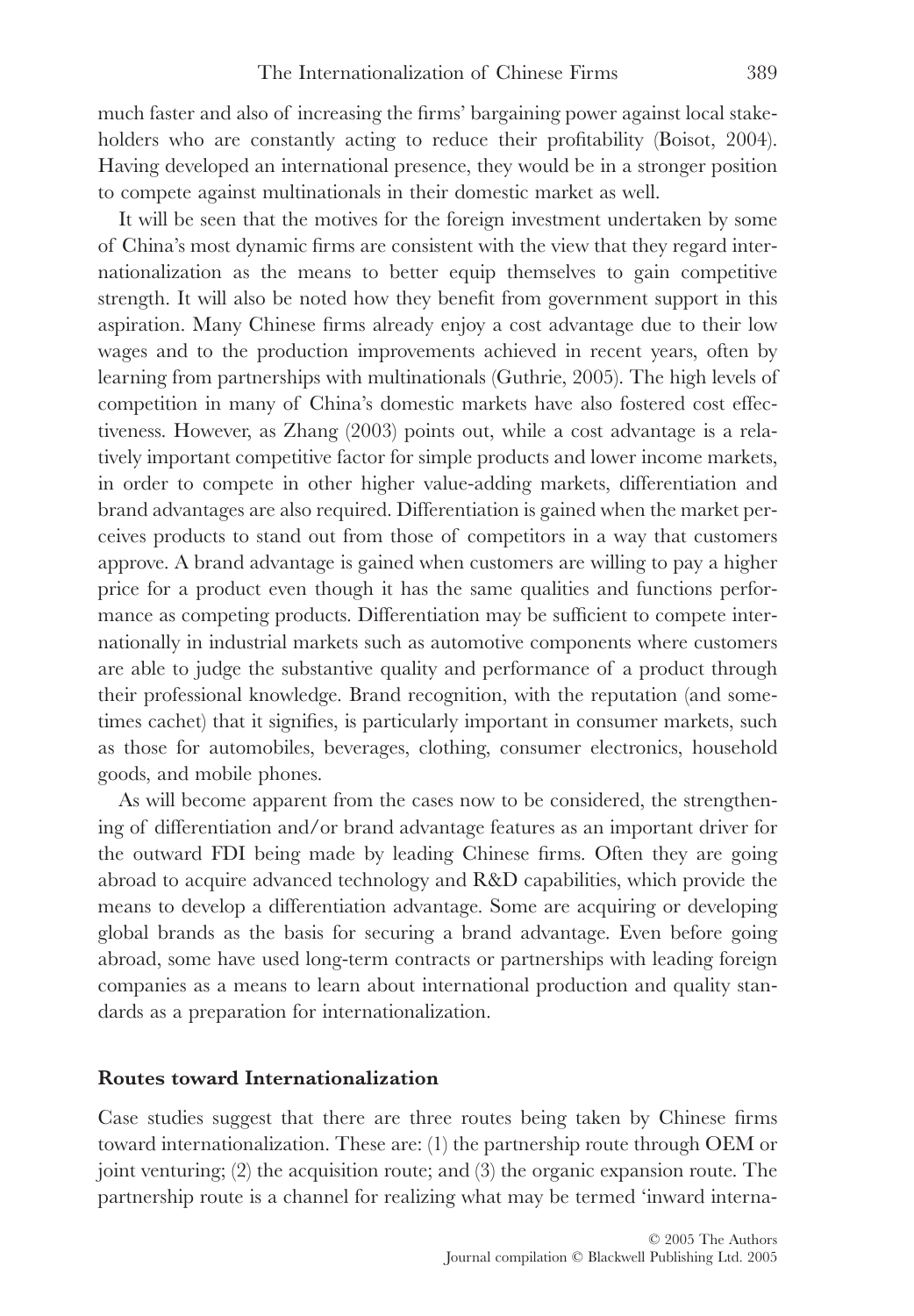much faster and also of increasing the firms' bargaining power against local stakeholders who are constantly acting to reduce their profitability (Boisot, 2004). Having developed an international presence, they would be in a stronger position to compete against multinationals in their domestic market as well.

It will be seen that the motives for the foreign investment undertaken by some of China's most dynamic firms are consistent with the view that they regard internationalization as the means to better equip themselves to gain competitive strength. It will also be noted how they benefit from government support in this aspiration. Many Chinese firms already enjoy a cost advantage due to their low wages and to the production improvements achieved in recent years, often by learning from partnerships with multinationals (Guthrie, 2005). The high levels of competition in many of China's domestic markets have also fostered cost effectiveness. However, as Zhang (2003) points out, while a cost advantage is a relatively important competitive factor for simple products and lower income markets, in order to compete in other higher value-adding markets, differentiation and brand advantages are also required. Differentiation is gained when the market perceives products to stand out from those of competitors in a way that customers approve. A brand advantage is gained when customers are willing to pay a higher price for a product even though it has the same qualities and functions performance as competing products. Differentiation may be sufficient to compete internationally in industrial markets such as automotive components where customers are able to judge the substantive quality and performance of a product through their professional knowledge. Brand recognition, with the reputation (and sometimes cachet) that it signifies, is particularly important in consumer markets, such as those for automobiles, beverages, clothing, consumer electronics, household goods, and mobile phones.

As will become apparent from the cases now to be considered, the strengthening of differentiation and/or brand advantage features as an important driver for the outward FDI being made by leading Chinese firms. Often they are going abroad to acquire advanced technology and R&D capabilities, which provide the means to develop a differentiation advantage. Some are acquiring or developing global brands as the basis for securing a brand advantage. Even before going abroad, some have used long-term contracts or partnerships with leading foreign companies as a means to learn about international production and quality standards as a preparation for internationalization.

## Routes toward Internationalization

Case studies suggest that there are three routes being taken by Chinese firms toward internationalization. These are: (1) the partnership route through OEM or joint venturing; (2) the acquisition route; and (3) the organic expansion route. The partnership route is a channel for realizing what may be termed 'inward interna-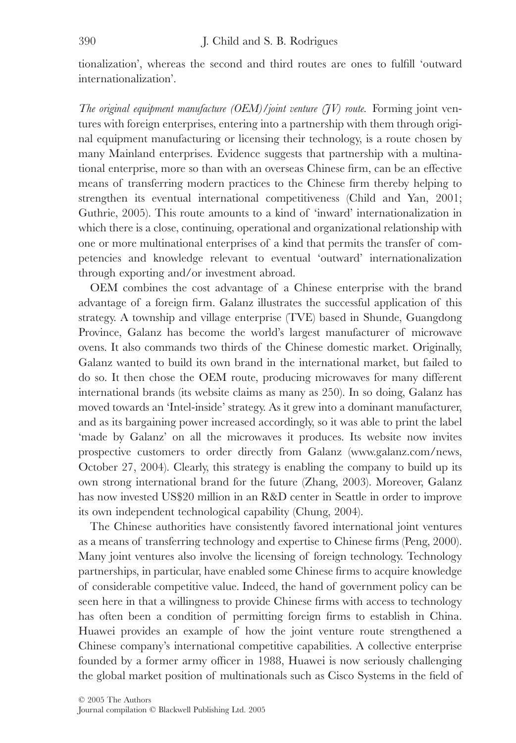tionalization', whereas the second and third routes are ones to fulfill 'outward internationalization'.

*The original equipment manufacture (OEM)/joint venture (JV) route.* Forming joint ventures with foreign enterprises, entering into a partnership with them through original equipment manufacturing or licensing their technology, is a route chosen by many Mainland enterprises. Evidence suggests that partnership with a multinational enterprise, more so than with an overseas Chinese firm, can be an effective means of transferring modern practices to the Chinese firm thereby helping to strengthen its eventual international competitiveness (Child and Yan, 2001; Guthrie, 2005). This route amounts to a kind of 'inward' internationalization in which there is a close, continuing, operational and organizational relationship with one or more multinational enterprises of a kind that permits the transfer of competencies and knowledge relevant to eventual 'outward' internationalization through exporting and/or investment abroad.

OEM combines the cost advantage of a Chinese enterprise with the brand advantage of a foreign firm. Galanz illustrates the successful application of this strategy. A township and village enterprise (TVE) based in Shunde, Guangdong Province, Galanz has become the world's largest manufacturer of microwave ovens. It also commands two thirds of the Chinese domestic market. Originally, Galanz wanted to build its own brand in the international market, but failed to do so. It then chose the OEM route, producing microwaves for many different international brands (its website claims as many as 250). In so doing, Galanz has moved towards an 'Intel-inside' strategy. As it grew into a dominant manufacturer, and as its bargaining power increased accordingly, so it was able to print the label 'made by Galanz' on all the microwaves it produces. Its website now invites prospective customers to order directly from Galanz (www.galanz.com/news, October 27, 2004). Clearly, this strategy is enabling the company to build up its own strong international brand for the future (Zhang, 2003). Moreover, Galanz has now invested US$20 million in an R&D center in Seattle in order to improve its own independent technological capability (Chung, 2004).

The Chinese authorities have consistently favored international joint ventures as a means of transferring technology and expertise to Chinese firms (Peng, 2000). Many joint ventures also involve the licensing of foreign technology. Technology partnerships, in particular, have enabled some Chinese firms to acquire knowledge of considerable competitive value. Indeed, the hand of government policy can be seen here in that a willingness to provide Chinese firms with access to technology has often been a condition of permitting foreign firms to establish in China. Huawei provides an example of how the joint venture route strengthened a Chinese company's international competitive capabilities. A collective enterprise founded by a former army officer in 1988, Huawei is now seriously challenging the global market position of multinationals such as Cisco Systems in the field of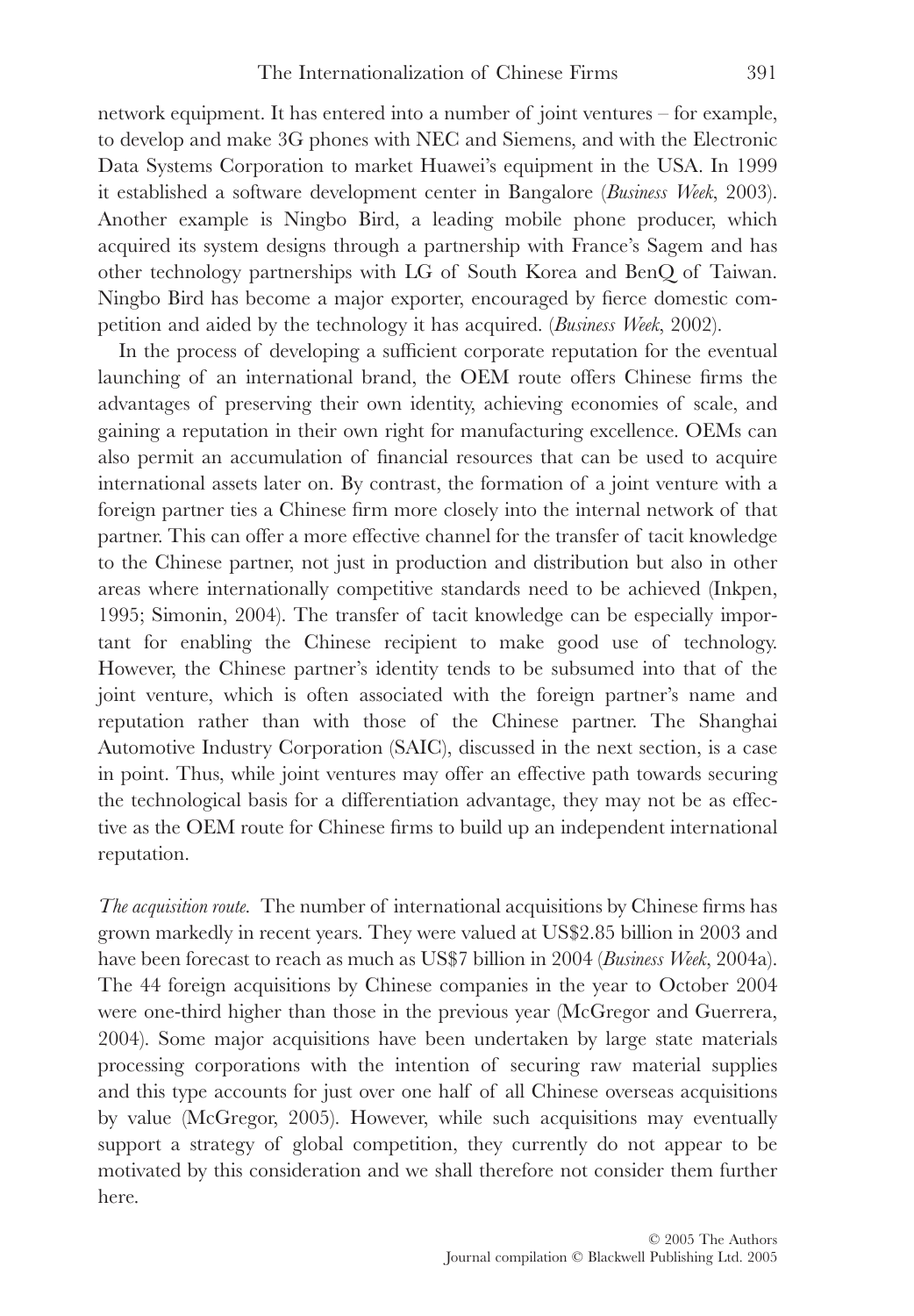network equipment. It has entered into a number of joint ventures – for example, to develop and make 3G phones with NEC and Siemens, and with the Electronic Data Systems Corporation to market Huawei's equipment in the USA. In 1999 it established a software development center in Bangalore (*Business Week*, 2003). Another example is Ningbo Bird, a leading mobile phone producer, which acquired its system designs through a partnership with France's Sagem and has other technology partnerships with LG of South Korea and BenQ of Taiwan. Ningbo Bird has become a major exporter, encouraged by fierce domestic competition and aided by the technology it has acquired. (*Business Week*, 2002).

In the process of developing a sufficient corporate reputation for the eventual launching of an international brand, the OEM route offers Chinese firms the advantages of preserving their own identity, achieving economies of scale, and gaining a reputation in their own right for manufacturing excellence. OEMs can also permit an accumulation of financial resources that can be used to acquire international assets later on. By contrast, the formation of a joint venture with a foreign partner ties a Chinese firm more closely into the internal network of that partner. This can offer a more effective channel for the transfer of tacit knowledge to the Chinese partner, not just in production and distribution but also in other areas where internationally competitive standards need to be achieved (Inkpen, 1995; Simonin, 2004). The transfer of tacit knowledge can be especially important for enabling the Chinese recipient to make good use of technology. However, the Chinese partner's identity tends to be subsumed into that of the joint venture, which is often associated with the foreign partner's name and reputation rather than with those of the Chinese partner. The Shanghai Automotive Industry Corporation (SAIC), discussed in the next section, is a case in point. Thus, while joint ventures may offer an effective path towards securing the technological basis for a differentiation advantage, they may not be as effective as the OEM route for Chinese firms to build up an independent international reputation.

*The acquisition route.* The number of international acquisitions by Chinese firms has grown markedly in recent years. They were valued at US$2.85 billion in 2003 and have been forecast to reach as much as US$7 billion in 2004 (*Business Week*, 2004a). The 44 foreign acquisitions by Chinese companies in the year to October 2004 were one-third higher than those in the previous year (McGregor and Guerrera, 2004). Some major acquisitions have been undertaken by large state materials processing corporations with the intention of securing raw material supplies and this type accounts for just over one half of all Chinese overseas acquisitions by value (McGregor, 2005). However, while such acquisitions may eventually support a strategy of global competition, they currently do not appear to be motivated by this consideration and we shall therefore not consider them further here.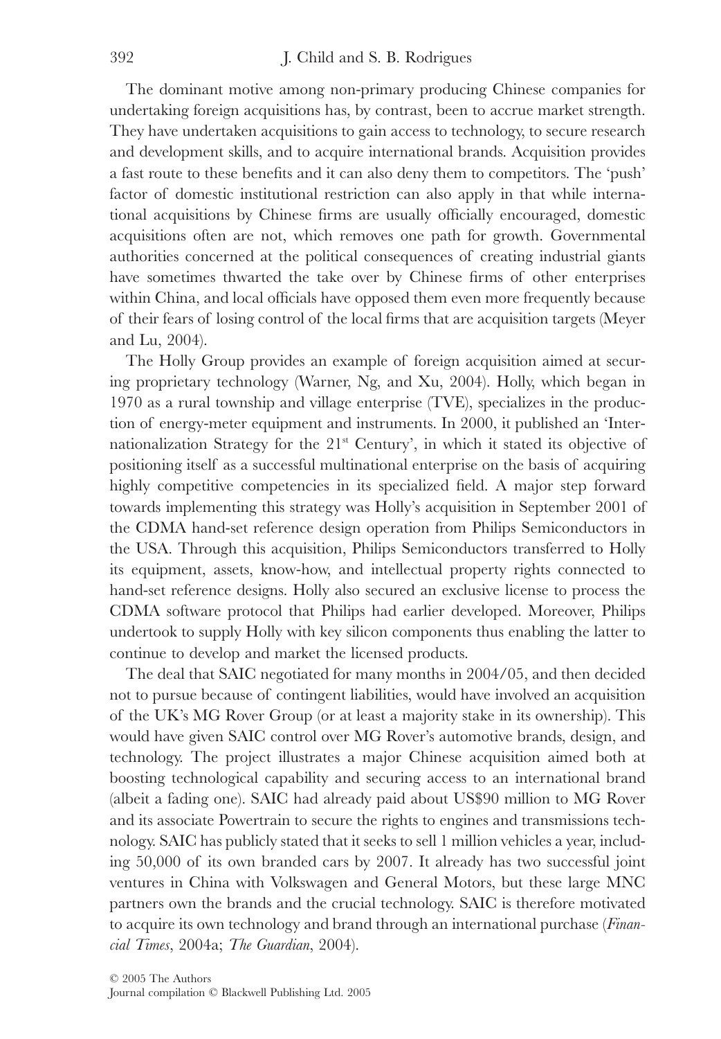The dominant motive among non-primary producing Chinese companies for undertaking foreign acquisitions has, by contrast, been to accrue market strength. They have undertaken acquisitions to gain access to technology, to secure research and development skills, and to acquire international brands. Acquisition provides a fast route to these benefits and it can also deny them to competitors. The 'push' factor of domestic institutional restriction can also apply in that while international acquisitions by Chinese firms are usually officially encouraged, domestic acquisitions often are not, which removes one path for growth. Governmental authorities concerned at the political consequences of creating industrial giants have sometimes thwarted the take over by Chinese firms of other enterprises within China, and local officials have opposed them even more frequently because of their fears of losing control of the local firms that are acquisition targets (Meyer and Lu, 2004).

The Holly Group provides an example of foreign acquisition aimed at securing proprietary technology (Warner, Ng, and Xu, 2004). Holly, which began in 1970 as a rural township and village enterprise (TVE), specializes in the production of energy-meter equipment and instruments. In 2000, it published an 'Internationalization Strategy for the 21st Century', in which it stated its objective of positioning itself as a successful multinational enterprise on the basis of acquiring highly competitive competencies in its specialized field. A major step forward towards implementing this strategy was Holly's acquisition in September 2001 of the CDMA hand-set reference design operation from Philips Semiconductors in the USA. Through this acquisition, Philips Semiconductors transferred to Holly its equipment, assets, know-how, and intellectual property rights connected to hand-set reference designs. Holly also secured an exclusive license to process the CDMA software protocol that Philips had earlier developed. Moreover, Philips undertook to supply Holly with key silicon components thus enabling the latter to continue to develop and market the licensed products.

The deal that SAIC negotiated for many months in 2004/05, and then decided not to pursue because of contingent liabilities, would have involved an acquisition of the UK's MG Rover Group (or at least a majority stake in its ownership). This would have given SAIC control over MG Rover's automotive brands, design, and technology. The project illustrates a major Chinese acquisition aimed both at boosting technological capability and securing access to an international brand (albeit a fading one). SAIC had already paid about US$90 million to MG Rover and its associate Powertrain to secure the rights to engines and transmissions technology. SAIC has publicly stated that it seeks to sell 1 million vehicles a year, including 50,000 of its own branded cars by 2007. It already has two successful joint ventures in China with Volkswagen and General Motors, but these large MNC partners own the brands and the crucial technology. SAIC is therefore motivated to acquire its own technology and brand through an international purchase (*Financial Times*, 2004a; *The Guardian*, 2004).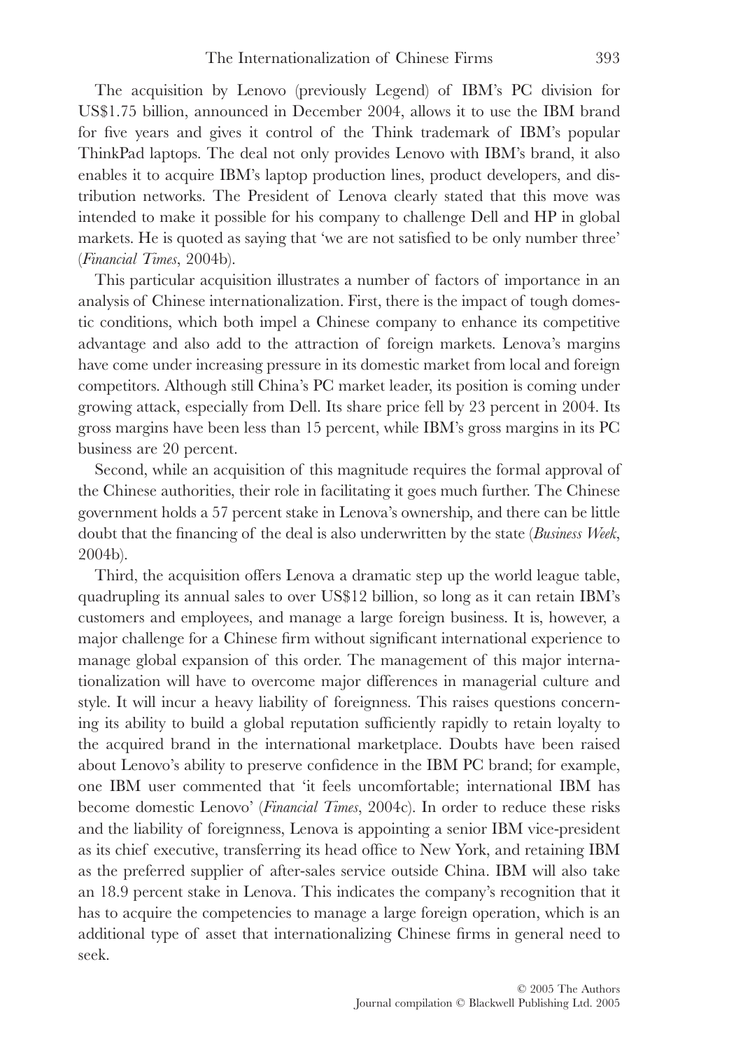The acquisition by Lenovo (previously Legend) of IBM's PC division for US$1.75 billion, announced in December 2004, allows it to use the IBM brand for five years and gives it control of the Think trademark of IBM's popular ThinkPad laptops. The deal not only provides Lenovo with IBM's brand, it also enables it to acquire IBM's laptop production lines, product developers, and distribution networks. The President of Lenova clearly stated that this move was intended to make it possible for his company to challenge Dell and HP in global markets. He is quoted as saying that 'we are not satisfied to be only number three' (*Financial Times*, 2004b).

This particular acquisition illustrates a number of factors of importance in an analysis of Chinese internationalization. First, there is the impact of tough domestic conditions, which both impel a Chinese company to enhance its competitive advantage and also add to the attraction of foreign markets. Lenova's margins have come under increasing pressure in its domestic market from local and foreign competitors. Although still China's PC market leader, its position is coming under growing attack, especially from Dell. Its share price fell by 23 percent in 2004. Its gross margins have been less than 15 percent, while IBM's gross margins in its PC business are 20 percent.

Second, while an acquisition of this magnitude requires the formal approval of the Chinese authorities, their role in facilitating it goes much further. The Chinese government holds a 57 percent stake in Lenova's ownership, and there can be little doubt that the financing of the deal is also underwritten by the state (*Business Week*, 2004b).

Third, the acquisition offers Lenova a dramatic step up the world league table, quadrupling its annual sales to over US$12 billion, so long as it can retain IBM's customers and employees, and manage a large foreign business. It is, however, a major challenge for a Chinese firm without significant international experience to manage global expansion of this order. The management of this major internationalization will have to overcome major differences in managerial culture and style. It will incur a heavy liability of foreignness. This raises questions concerning its ability to build a global reputation sufficiently rapidly to retain loyalty to the acquired brand in the international marketplace. Doubts have been raised about Lenovo's ability to preserve confidence in the IBM PC brand; for example, one IBM user commented that 'it feels uncomfortable; international IBM has become domestic Lenovo' (*Financial Times*, 2004c). In order to reduce these risks and the liability of foreignness, Lenova is appointing a senior IBM vice-president as its chief executive, transferring its head office to New York, and retaining IBM as the preferred supplier of after-sales service outside China. IBM will also take an 18.9 percent stake in Lenova. This indicates the company's recognition that it has to acquire the competencies to manage a large foreign operation, which is an additional type of asset that internationalizing Chinese firms in general need to seek.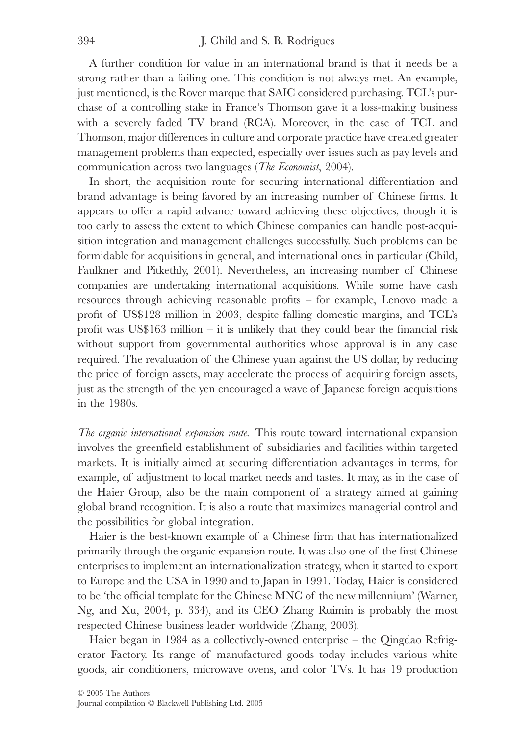A further condition for value in an international brand is that it needs be a strong rather than a failing one. This condition is not always met. An example, just mentioned, is the Rover marque that SAIC considered purchasing. TCL's purchase of a controlling stake in France's Thomson gave it a loss-making business with a severely faded TV brand (RCA). Moreover, in the case of TCL and Thomson, major differences in culture and corporate practice have created greater management problems than expected, especially over issues such as pay levels and communication across two languages (*The Economist*, 2004).

In short, the acquisition route for securing international differentiation and brand advantage is being favored by an increasing number of Chinese firms. It appears to offer a rapid advance toward achieving these objectives, though it is too early to assess the extent to which Chinese companies can handle post-acquisition integration and management challenges successfully. Such problems can be formidable for acquisitions in general, and international ones in particular (Child, Faulkner and Pitkethly, 2001). Nevertheless, an increasing number of Chinese companies are undertaking international acquisitions. While some have cash resources through achieving reasonable profits – for example, Lenovo made a profit of US$128 million in 2003, despite falling domestic margins, and TCL's profit was US$163 million – it is unlikely that they could bear the financial risk without support from governmental authorities whose approval is in any case required. The revaluation of the Chinese yuan against the US dollar, by reducing the price of foreign assets, may accelerate the process of acquiring foreign assets, just as the strength of the yen encouraged a wave of Japanese foreign acquisitions in the 1980s.

*The organic international expansion route.* This route toward international expansion involves the greenfield establishment of subsidiaries and facilities within targeted markets. It is initially aimed at securing differentiation advantages in terms, for example, of adjustment to local market needs and tastes. It may, as in the case of the Haier Group, also be the main component of a strategy aimed at gaining global brand recognition. It is also a route that maximizes managerial control and the possibilities for global integration.

Haier is the best-known example of a Chinese firm that has internationalized primarily through the organic expansion route. It was also one of the first Chinese enterprises to implement an internationalization strategy, when it started to export to Europe and the USA in 1990 and to Japan in 1991. Today, Haier is considered to be 'the official template for the Chinese MNC of the new millennium' (Warner, Ng, and Xu, 2004, p. 334), and its CEO Zhang Ruimin is probably the most respected Chinese business leader worldwide (Zhang, 2003).

Haier began in 1984 as a collectively-owned enterprise – the Qingdao Refrigerator Factory. Its range of manufactured goods today includes various white goods, air conditioners, microwave ovens, and color TVs. It has 19 production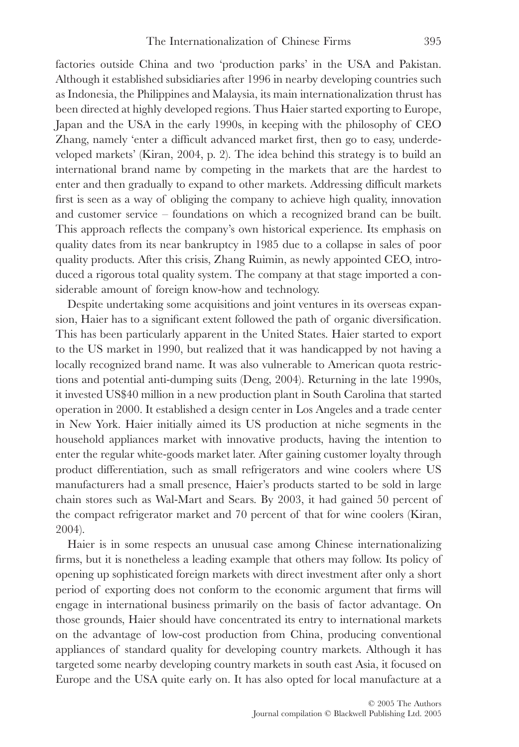factories outside China and two 'production parks' in the USA and Pakistan. Although it established subsidiaries after 1996 in nearby developing countries such as Indonesia, the Philippines and Malaysia, its main internationalization thrust has been directed at highly developed regions. Thus Haier started exporting to Europe, Japan and the USA in the early 1990s, in keeping with the philosophy of CEO Zhang, namely 'enter a difficult advanced market first, then go to easy, underdeveloped markets' (Kiran, 2004, p. 2). The idea behind this strategy is to build an international brand name by competing in the markets that are the hardest to enter and then gradually to expand to other markets. Addressing difficult markets first is seen as a way of obliging the company to achieve high quality, innovation and customer service – foundations on which a recognized brand can be built. This approach reflects the company's own historical experience. Its emphasis on quality dates from its near bankruptcy in 1985 due to a collapse in sales of poor quality products. After this crisis, Zhang Ruimin, as newly appointed CEO, introduced a rigorous total quality system. The company at that stage imported a considerable amount of foreign know-how and technology.

Despite undertaking some acquisitions and joint ventures in its overseas expansion, Haier has to a significant extent followed the path of organic diversification. This has been particularly apparent in the United States. Haier started to export to the US market in 1990, but realized that it was handicapped by not having a locally recognized brand name. It was also vulnerable to American quota restrictions and potential anti-dumping suits (Deng, 2004). Returning in the late 1990s, it invested US$40 million in a new production plant in South Carolina that started operation in 2000. It established a design center in Los Angeles and a trade center in New York. Haier initially aimed its US production at niche segments in the household appliances market with innovative products, having the intention to enter the regular white-goods market later. After gaining customer loyalty through product differentiation, such as small refrigerators and wine coolers where US manufacturers had a small presence, Haier's products started to be sold in large chain stores such as Wal-Mart and Sears. By 2003, it had gained 50 percent of the compact refrigerator market and 70 percent of that for wine coolers (Kiran, 2004).

Haier is in some respects an unusual case among Chinese internationalizing firms, but it is nonetheless a leading example that others may follow. Its policy of opening up sophisticated foreign markets with direct investment after only a short period of exporting does not conform to the economic argument that firms will engage in international business primarily on the basis of factor advantage. On those grounds, Haier should have concentrated its entry to international markets on the advantage of low-cost production from China, producing conventional appliances of standard quality for developing country markets. Although it has targeted some nearby developing country markets in south east Asia, it focused on Europe and the USA quite early on. It has also opted for local manufacture at a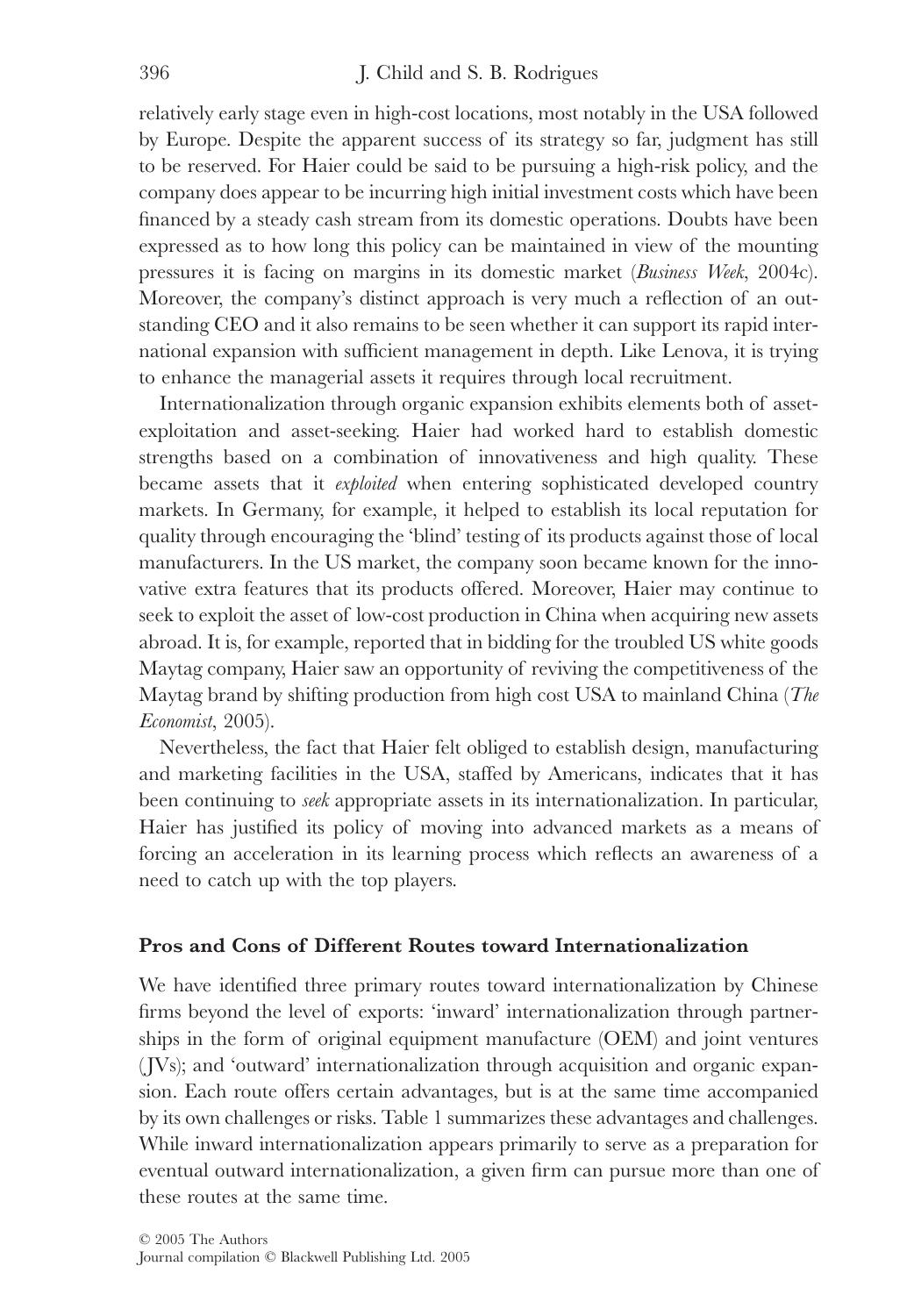relatively early stage even in high-cost locations, most notably in the USA followed by Europe. Despite the apparent success of its strategy so far, judgment has still to be reserved. For Haier could be said to be pursuing a high-risk policy, and the company does appear to be incurring high initial investment costs which have been financed by a steady cash stream from its domestic operations. Doubts have been expressed as to how long this policy can be maintained in view of the mounting pressures it is facing on margins in its domestic market (*Business Week*, 2004c). Moreover, the company's distinct approach is very much a reflection of an outstanding CEO and it also remains to be seen whether it can support its rapid international expansion with sufficient management in depth. Like Lenova, it is trying to enhance the managerial assets it requires through local recruitment.

Internationalization through organic expansion exhibits elements both of asset-exploitation and asset-seeking. Haier had worked hard to establish domestic strengths based on a combination of innovativeness and high quality. These became assets that it *exploited* when entering sophisticated developed country markets. In Germany, for example, it helped to establish its local reputation for quality through encouraging the 'blind' testing of its products against those of local manufacturers. In the US market, the company soon became known for the innovative extra features that its products offered. Moreover, Haier may continue to seek to exploit the asset of low-cost production in China when acquiring new assets abroad. It is, for example, reported that in bidding for the troubled US white goods Maytag company, Haier saw an opportunity of reviving the competitiveness of the Maytag brand by shifting production from high cost USA to mainland China (*The Economist*, 2005).

Nevertheless, the fact that Haier felt obliged to establish design, manufacturing and marketing facilities in the USA, staffed by Americans, indicates that it has been continuing to *seek* appropriate assets in its internationalization. In particular, Haier has justified its policy of moving into advanced markets as a means of forcing an acceleration in its learning process which reflects an awareness of a need to catch up with the top players.

## Pros and Cons of Different Routes toward Internationalization

We have identified three primary routes toward internationalization by Chinese firms beyond the level of exports: 'inward' internationalization through partnerships in the form of original equipment manufacture (OEM) and joint ventures (JVs); and 'outward' internationalization through acquisition and organic expansion. Each route offers certain advantages, but is at the same time accompanied by its own challenges or risks. Table 1 summarizes these advantages and challenges. While inward internationalization appears primarily to serve as a preparation for eventual outward internationalization, a given firm can pursue more than one of these routes at the same time.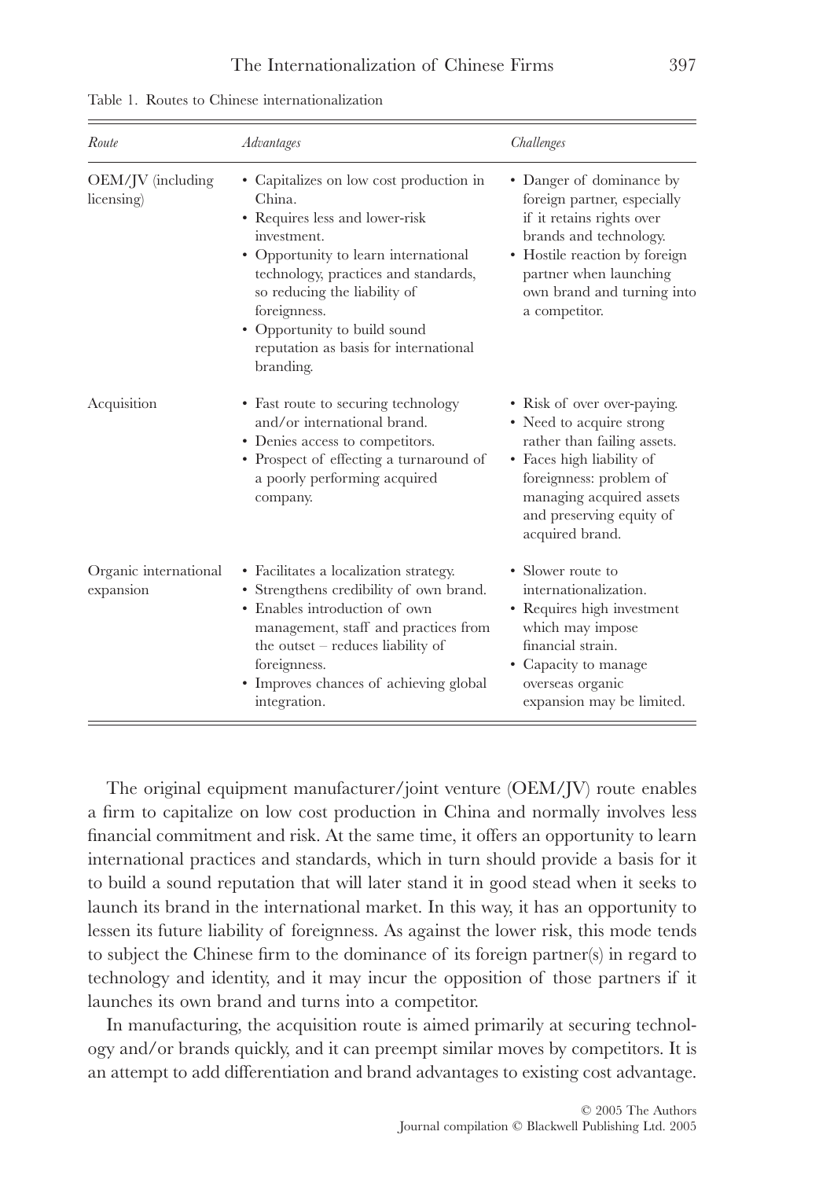Table 1. Routes to Chinese internationalization

| *Route* | *Advantages* | *Challenges* |
| --- | --- | --- |
| OEM/JV (including licensing) | • Capitalizes on low cost production in China.<br>• Requires less and lower-risk investment.<br>• Opportunity to learn international technology, practices and standards, so reducing the liability of foreignness.<br>• Opportunity to build sound reputation as basis for international branding. | • Danger of dominance by foreign partner, especially if it retains rights over brands and technology.<br>• Hostile reaction by foreign partner when launching own brand and turning into a competitor. |
| Acquisition | • Fast route to securing technology and/or international brand.<br>• Denies access to competitors.<br>• Prospect of effecting a turnaround of a poorly performing acquired company. | • Risk of over over-paying.<br>• Need to acquire strong rather than failing assets.<br>• Faces high liability of foreignness: problem of managing acquired assets and preserving equity of acquired brand. |
| Organic international expansion | • Facilitates a localization strategy.<br>• Strengthens credibility of own brand.<br>• Enables introduction of own management, staff and practices from the outset – reduces liability of foreignness.<br>• Improves chances of achieving global integration. | • Slower route to internationalization.<br>• Requires high investment which may impose financial strain.<br>• Capacity to manage overseas organic expansion may be limited. |

The original equipment manufacturer/joint venture (OEM/JV) route enables a firm to capitalize on low cost production in China and normally involves less financial commitment and risk. At the same time, it offers an opportunity to learn international practices and standards, which in turn should provide a basis for it to build a sound reputation that will later stand it in good stead when it seeks to launch its brand in the international market. In this way, it has an opportunity to lessen its future liability of foreignness. As against the lower risk, this mode tends to subject the Chinese firm to the dominance of its foreign partner(s) in regard to technology and identity, and it may incur the opposition of those partners if it launches its own brand and turns into a competitor.

In manufacturing, the acquisition route is aimed primarily at securing technology and/or brands quickly, and it can preempt similar moves by competitors. It is an attempt to add differentiation and brand advantages to existing cost advantage.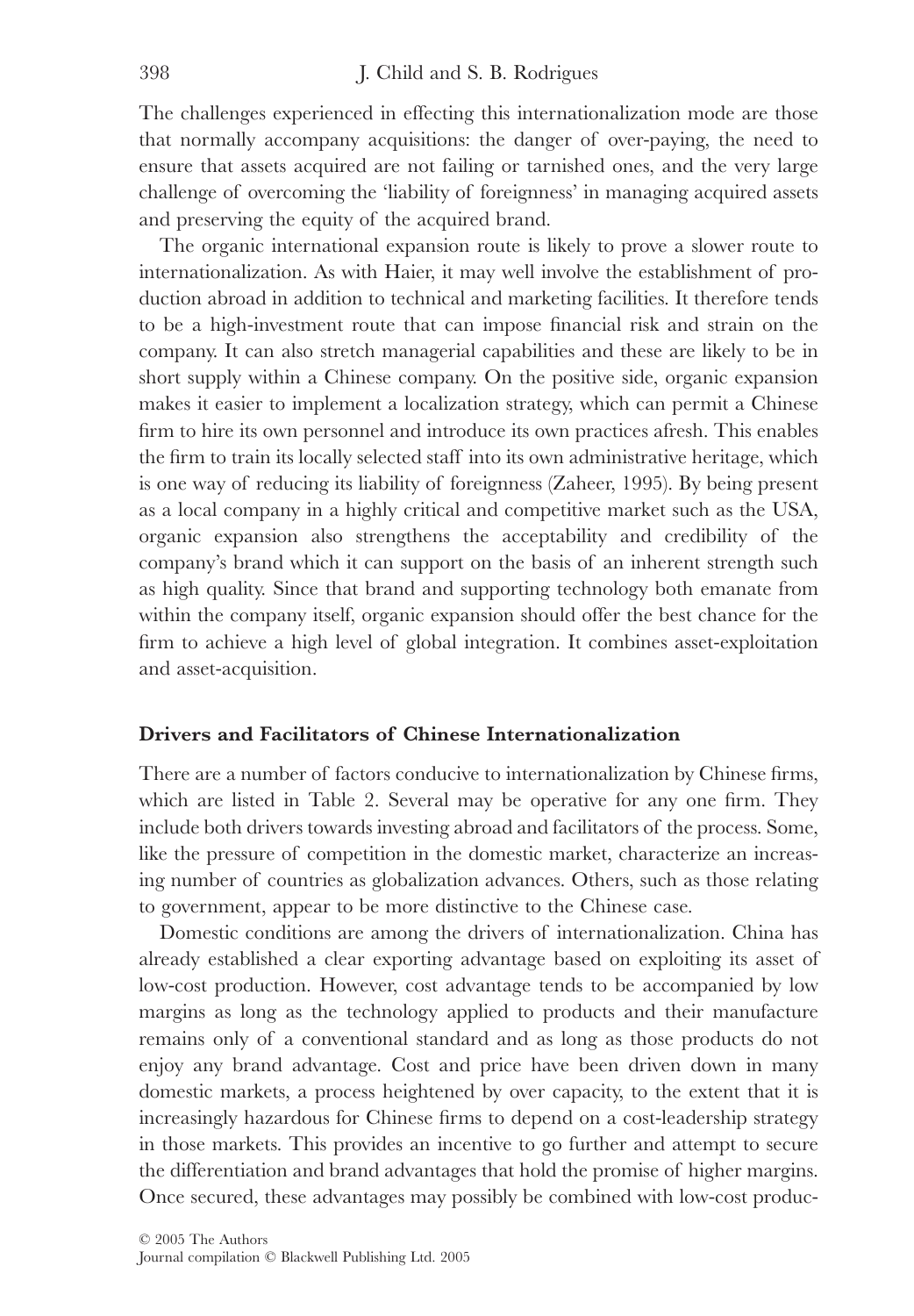The challenges experienced in effecting this internationalization mode are those that normally accompany acquisitions: the danger of over-paying, the need to ensure that assets acquired are not failing or tarnished ones, and the very large challenge of overcoming the 'liability of foreignness' in managing acquired assets and preserving the equity of the acquired brand.

The organic international expansion route is likely to prove a slower route to internationalization. As with Haier, it may well involve the establishment of production abroad in addition to technical and marketing facilities. It therefore tends to be a high-investment route that can impose financial risk and strain on the company. It can also stretch managerial capabilities and these are likely to be in short supply within a Chinese company. On the positive side, organic expansion makes it easier to implement a localization strategy, which can permit a Chinese firm to hire its own personnel and introduce its own practices afresh. This enables the firm to train its locally selected staff into its own administrative heritage, which is one way of reducing its liability of foreignness (Zaheer, 1995). By being present as a local company in a highly critical and competitive market such as the USA, organic expansion also strengthens the acceptability and credibility of the company's brand which it can support on the basis of an inherent strength such as high quality. Since that brand and supporting technology both emanate from within the company itself, organic expansion should offer the best chance for the firm to achieve a high level of global integration. It combines asset-exploitation and asset-acquisition.

### Drivers and Facilitators of Chinese Internationalization

There are a number of factors conducive to internationalization by Chinese firms, which are listed in Table 2. Several may be operative for any one firm. They include both drivers towards investing abroad and facilitators of the process. Some, like the pressure of competition in the domestic market, characterize an increasing number of countries as globalization advances. Others, such as those relating to government, appear to be more distinctive to the Chinese case.

Domestic conditions are among the drivers of internationalization. China has already established a clear exporting advantage based on exploiting its asset of low-cost production. However, cost advantage tends to be accompanied by low margins as long as the technology applied to products and their manufacture remains only of a conventional standard and as long as those products do not enjoy any brand advantage. Cost and price have been driven down in many domestic markets, a process heightened by over capacity, to the extent that it is increasingly hazardous for Chinese firms to depend on a cost-leadership strategy in those markets. This provides an incentive to go further and attempt to secure the differentiation and brand advantages that hold the promise of higher margins. Once secured, these advantages may possibly be combined with low-cost produc-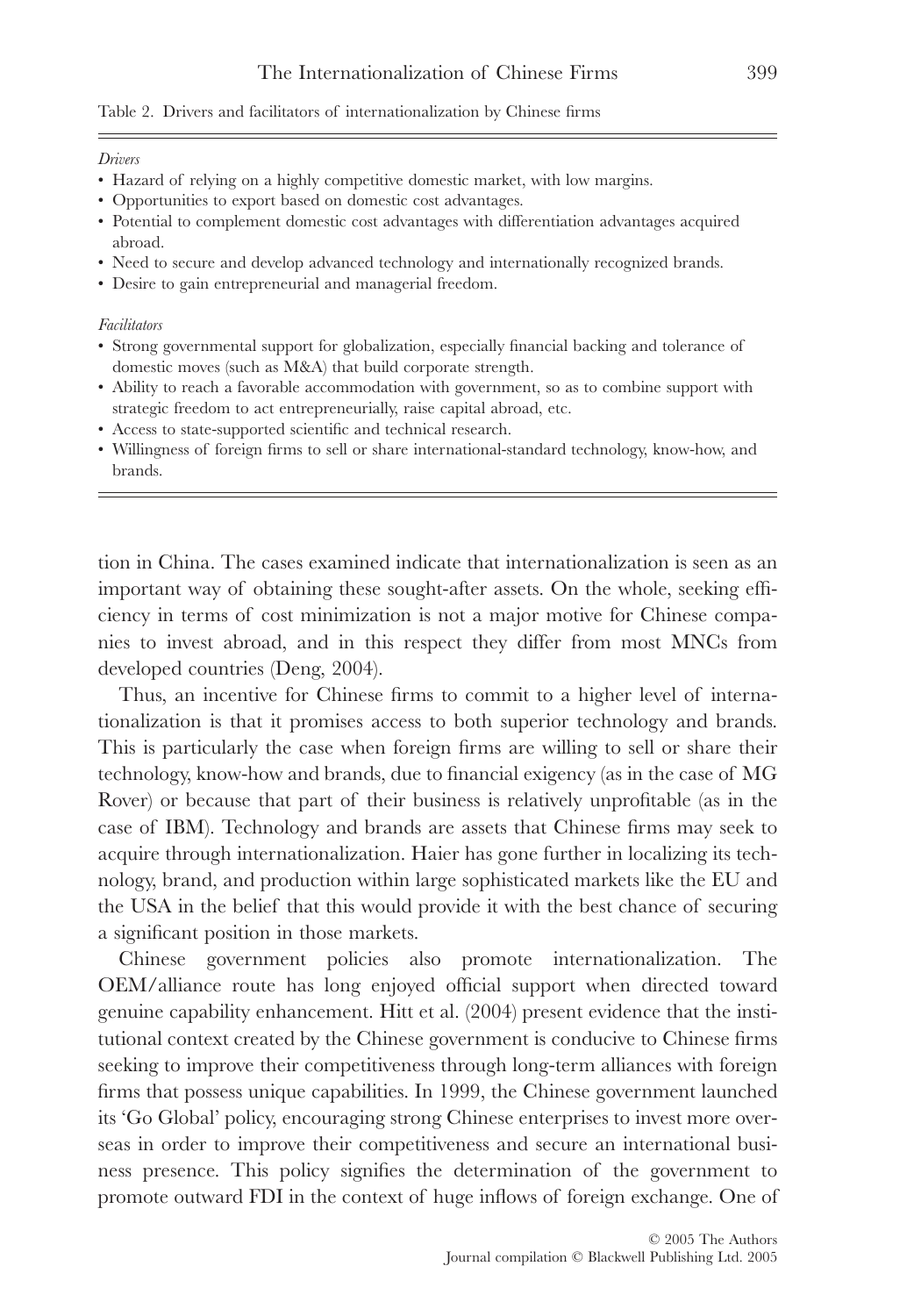Table 2. Drivers and facilitators of internationalization by Chinese firms

*Drivers*

- Hazard of relying on a highly competitive domestic market, with low margins.
- Opportunities to export based on domestic cost advantages.
- Potential to complement domestic cost advantages with differentiation advantages acquired abroad.
- Need to secure and develop advanced technology and internationally recognized brands.
- Desire to gain entrepreneurial and managerial freedom.

*Facilitators*

- Strong governmental support for globalization, especially financial backing and tolerance of domestic moves (such as M&A) that build corporate strength.
- Ability to reach a favorable accommodation with government, so as to combine support with strategic freedom to act entrepreneurially, raise capital abroad, etc.
- Access to state-supported scientific and technical research.
- Willingness of foreign firms to sell or share international-standard technology, know-how, and brands.

tion in China. The cases examined indicate that internationalization is seen as an important way of obtaining these sought-after assets. On the whole, seeking efficiency in terms of cost minimization is not a major motive for Chinese companies to invest abroad, and in this respect they differ from most MNCs from developed countries (Deng, 2004).

Thus, an incentive for Chinese firms to commit to a higher level of internationalization is that it promises access to both superior technology and brands. This is particularly the case when foreign firms are willing to sell or share their technology, know-how and brands, due to financial exigency (as in the case of MG Rover) or because that part of their business is relatively unprofitable (as in the case of IBM). Technology and brands are assets that Chinese firms may seek to acquire through internationalization. Haier has gone further in localizing its technology, brand, and production within large sophisticated markets like the EU and the USA in the belief that this would provide it with the best chance of securing a significant position in those markets.

Chinese government policies also promote internationalization. The OEM/alliance route has long enjoyed official support when directed toward genuine capability enhancement. Hitt et al. (2004) present evidence that the institutional context created by the Chinese government is conducive to Chinese firms seeking to improve their competitiveness through long-term alliances with foreign firms that possess unique capabilities. In 1999, the Chinese government launched its 'Go Global' policy, encouraging strong Chinese enterprises to invest more overseas in order to improve their competitiveness and secure an international business presence. This policy signifies the determination of the government to promote outward FDI in the context of huge inflows of foreign exchange. One of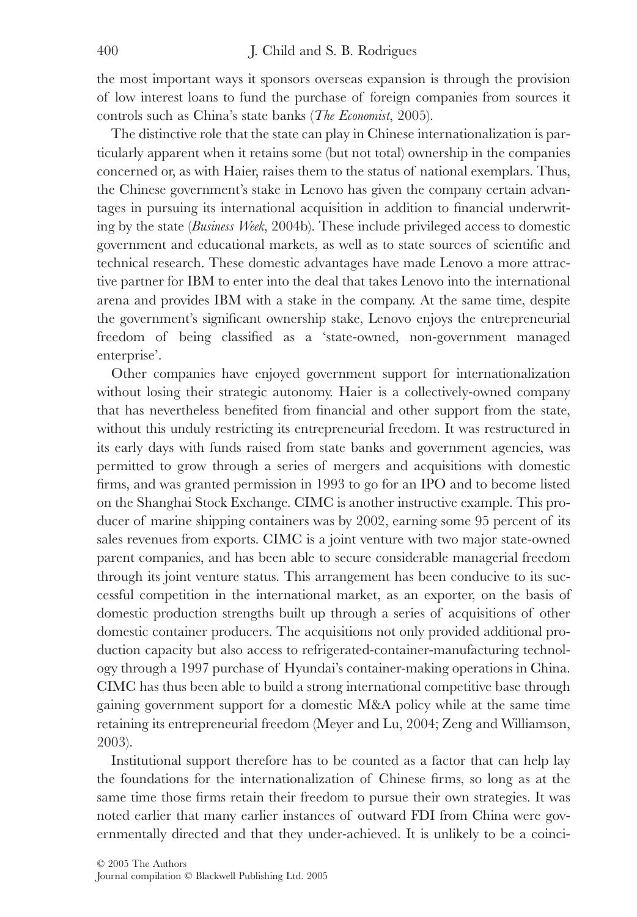the most important ways it sponsors overseas expansion is through the provision of low interest loans to fund the purchase of foreign companies from sources it controls such as China's state banks (*The Economist*, 2005).

The distinctive role that the state can play in Chinese internationalization is particularly apparent when it retains some (but not total) ownership in the companies concerned or, as with Haier, raises them to the status of national exemplars. Thus, the Chinese government's stake in Lenovo has given the company certain advantages in pursuing its international acquisition in addition to financial underwriting by the state (*Business Week*, 2004b). These include privileged access to domestic government and educational markets, as well as to state sources of scientific and technical research. These domestic advantages have made Lenovo a more attractive partner for IBM to enter into the deal that takes Lenovo into the international arena and provides IBM with a stake in the company. At the same time, despite the government's significant ownership stake, Lenovo enjoys the entrepreneurial freedom of being classified as a 'state-owned, non-government managed enterprise'.

Other companies have enjoyed government support for internationalization without losing their strategic autonomy. Haier is a collectively-owned company that has nevertheless benefited from financial and other support from the state, without this unduly restricting its entrepreneurial freedom. It was restructured in its early days with funds raised from state banks and government agencies, was permitted to grow through a series of mergers and acquisitions with domestic firms, and was granted permission in 1993 to go for an IPO and to become listed on the Shanghai Stock Exchange. CIMC is another instructive example. This producer of marine shipping containers was by 2002, earning some 95 percent of its sales revenues from exports. CIMC is a joint venture with two major state-owned parent companies, and has been able to secure considerable managerial freedom through its joint venture status. This arrangement has been conducive to its successful competition in the international market, as an exporter, on the basis of domestic production strengths built up through a series of acquisitions of other domestic container producers. The acquisitions not only provided additional production capacity but also access to refrigerated-container-manufacturing technology through a 1997 purchase of Hyundai's container-making operations in China. CIMC has thus been able to build a strong international competitive base through gaining government support for a domestic M&A policy while at the same time retaining its entrepreneurial freedom (Meyer and Lu, 2004; Zeng and Williamson, 2003).

Institutional support therefore has to be counted as a factor that can help lay the foundations for the internationalization of Chinese firms, so long as at the same time those firms retain their freedom to pursue their own strategies. It was noted earlier that many earlier instances of outward FDI from China were governmentally directed and that they under-achieved. It is unlikely to be a coinci-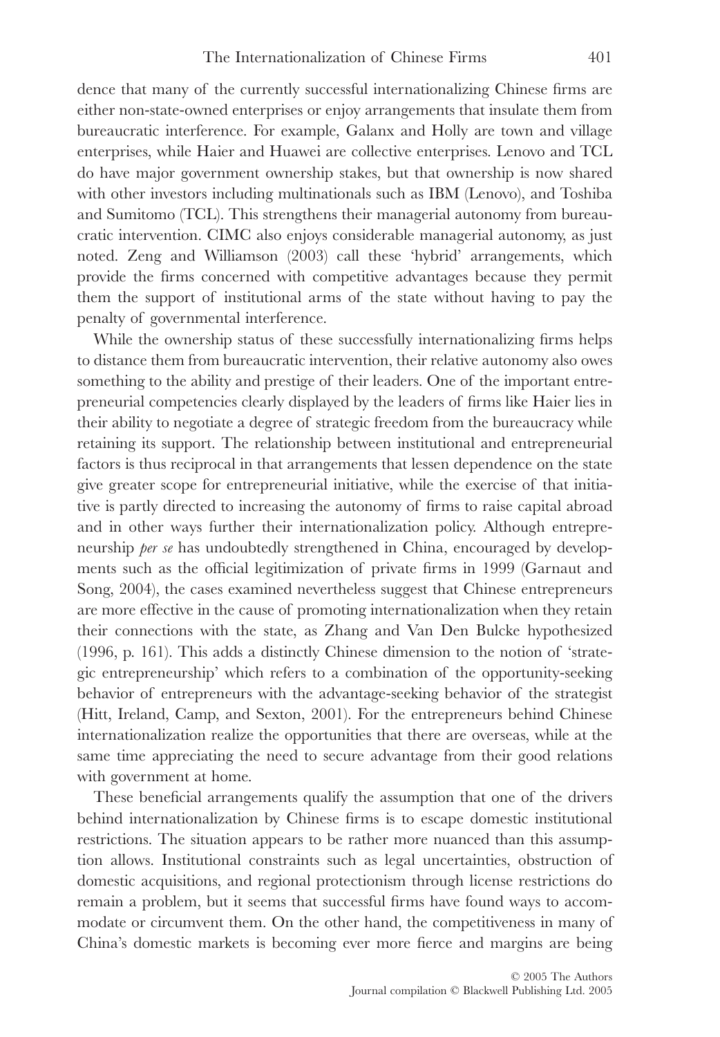dence that many of the currently successful internationalizing Chinese firms are either non-state-owned enterprises or enjoy arrangements that insulate them from bureaucratic interference. For example, Galanx and Holly are town and village enterprises, while Haier and Huawei are collective enterprises. Lenovo and TCL do have major government ownership stakes, but that ownership is now shared with other investors including multinationals such as IBM (Lenovo), and Toshiba and Sumitomo (TCL). This strengthens their managerial autonomy from bureaucratic intervention. CIMC also enjoys considerable managerial autonomy, as just noted. Zeng and Williamson (2003) call these 'hybrid' arrangements, which provide the firms concerned with competitive advantages because they permit them the support of institutional arms of the state without having to pay the penalty of governmental interference.

While the ownership status of these successfully internationalizing firms helps to distance them from bureaucratic intervention, their relative autonomy also owes something to the ability and prestige of their leaders. One of the important entrepreneurial competencies clearly displayed by the leaders of firms like Haier lies in their ability to negotiate a degree of strategic freedom from the bureaucracy while retaining its support. The relationship between institutional and entrepreneurial factors is thus reciprocal in that arrangements that lessen dependence on the state give greater scope for entrepreneurial initiative, while the exercise of that initiative is partly directed to increasing the autonomy of firms to raise capital abroad and in other ways further their internationalization policy. Although entrepreneurship *per se* has undoubtedly strengthened in China, encouraged by developments such as the official legitimization of private firms in 1999 (Garnaut and Song, 2004), the cases examined nevertheless suggest that Chinese entrepreneurs are more effective in the cause of promoting internationalization when they retain their connections with the state, as Zhang and Van Den Bulcke hypothesized (1996, p. 161). This adds a distinctly Chinese dimension to the notion of 'strategic entrepreneurship' which refers to a combination of the opportunity-seeking behavior of entrepreneurs with the advantage-seeking behavior of the strategist (Hitt, Ireland, Camp, and Sexton, 2001). For the entrepreneurs behind Chinese internationalization realize the opportunities that there are overseas, while at the same time appreciating the need to secure advantage from their good relations with government at home.

These beneficial arrangements qualify the assumption that one of the drivers behind internationalization by Chinese firms is to escape domestic institutional restrictions. The situation appears to be rather more nuanced than this assumption allows. Institutional constraints such as legal uncertainties, obstruction of domestic acquisitions, and regional protectionism through license restrictions do remain a problem, but it seems that successful firms have found ways to accommodate or circumvent them. On the other hand, the competitiveness in many of China's domestic markets is becoming ever more fierce and margins are being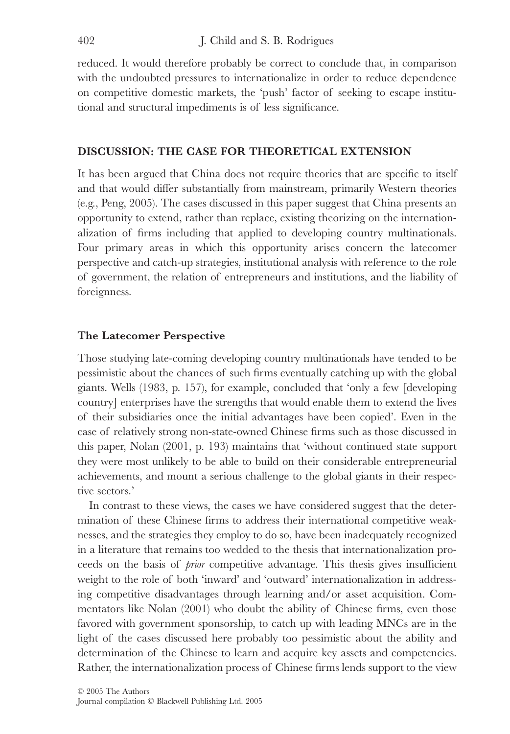reduced. It would therefore probably be correct to conclude that, in comparison with the undoubted pressures to internationalize in order to reduce dependence on competitive domestic markets, the 'push' factor of seeking to escape institutional and structural impediments is of less significance.

## DISCUSSION: THE CASE FOR THEORETICAL EXTENSION

It has been argued that China does not require theories that are specific to itself and that would differ substantially from mainstream, primarily Western theories (e.g., Peng, 2005). The cases discussed in this paper suggest that China presents an opportunity to extend, rather than replace, existing theorizing on the internationalization of firms including that applied to developing country multinationals. Four primary areas in which this opportunity arises concern the latecomer perspective and catch-up strategies, institutional analysis with reference to the role of government, the relation of entrepreneurs and institutions, and the liability of foreignness.

### The Latecomer Perspective

Those studying late-coming developing country multinationals have tended to be pessimistic about the chances of such firms eventually catching up with the global giants. Wells (1983, p. 157), for example, concluded that 'only a few [developing country] enterprises have the strengths that would enable them to extend the lives of their subsidiaries once the initial advantages have been copied'. Even in the case of relatively strong non-state-owned Chinese firms such as those discussed in this paper, Nolan (2001, p. 193) maintains that 'without continued state support they were most unlikely to be able to build on their considerable entrepreneurial achievements, and mount a serious challenge to the global giants in their respective sectors.'

In contrast to these views, the cases we have considered suggest that the determination of these Chinese firms to address their international competitive weaknesses, and the strategies they employ to do so, have been inadequately recognized in a literature that remains too wedded to the thesis that internationalization proceeds on the basis of *prior* competitive advantage. This thesis gives insufficient weight to the role of both 'inward' and 'outward' internationalization in addressing competitive disadvantages through learning and/or asset acquisition. Commentators like Nolan (2001) who doubt the ability of Chinese firms, even those favored with government sponsorship, to catch up with leading MNCs are in the light of the cases discussed here probably too pessimistic about the ability and determination of the Chinese to learn and acquire key assets and competencies. Rather, the internationalization process of Chinese firms lends support to the view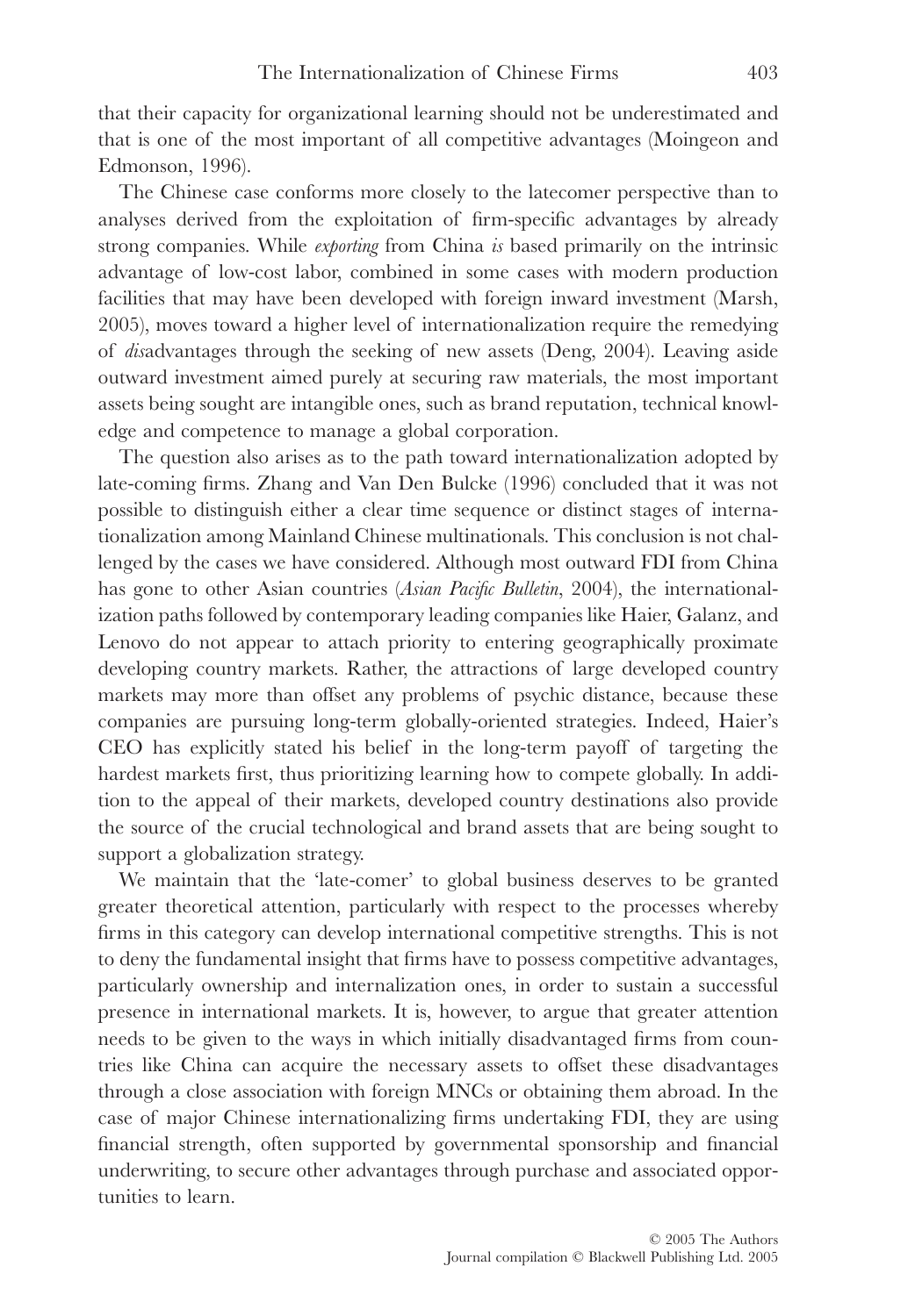that their capacity for organizational learning should not be underestimated and that is one of the most important of all competitive advantages (Moingeon and Edmonson, 1996).

The Chinese case conforms more closely to the latecomer perspective than to analyses derived from the exploitation of firm-specific advantages by already strong companies. While *exporting* from China *is* based primarily on the intrinsic advantage of low-cost labor, combined in some cases with modern production facilities that may have been developed with foreign inward investment (Marsh, 2005), moves toward a higher level of internationalization require the remedying of *dis*advantages through the seeking of new assets (Deng, 2004). Leaving aside outward investment aimed purely at securing raw materials, the most important assets being sought are intangible ones, such as brand reputation, technical knowledge and competence to manage a global corporation.

The question also arises as to the path toward internationalization adopted by late-coming firms. Zhang and Van Den Bulcke (1996) concluded that it was not possible to distinguish either a clear time sequence or distinct stages of internationalization among Mainland Chinese multinationals. This conclusion is not challenged by the cases we have considered. Although most outward FDI from China has gone to other Asian countries (*Asian Pacific Bulletin*, 2004), the internationalization paths followed by contemporary leading companies like Haier, Galanz, and Lenovo do not appear to attach priority to entering geographically proximate developing country markets. Rather, the attractions of large developed country markets may more than offset any problems of psychic distance, because these companies are pursuing long-term globally-oriented strategies. Indeed, Haier's CEO has explicitly stated his belief in the long-term payoff of targeting the hardest markets first, thus prioritizing learning how to compete globally. In addition to the appeal of their markets, developed country destinations also provide the source of the crucial technological and brand assets that are being sought to support a globalization strategy.

We maintain that the 'late-comer' to global business deserves to be granted greater theoretical attention, particularly with respect to the processes whereby firms in this category can develop international competitive strengths. This is not to deny the fundamental insight that firms have to possess competitive advantages, particularly ownership and internalization ones, in order to sustain a successful presence in international markets. It is, however, to argue that greater attention needs to be given to the ways in which initially disadvantaged firms from countries like China can acquire the necessary assets to offset these disadvantages through a close association with foreign MNCs or obtaining them abroad. In the case of major Chinese internationalizing firms undertaking FDI, they are using financial strength, often supported by governmental sponsorship and financial underwriting, to secure other advantages through purchase and associated opportunities to learn.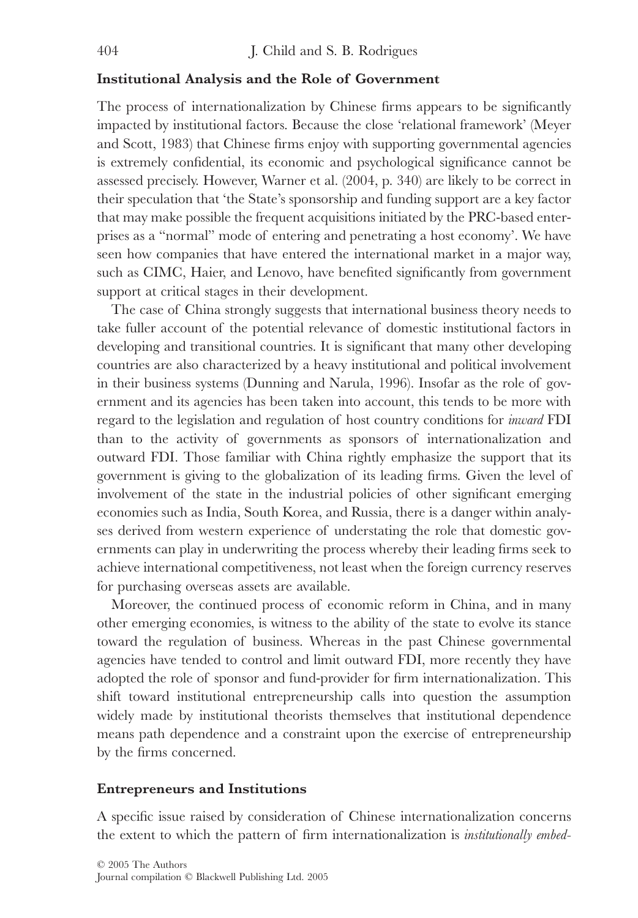## Institutional Analysis and the Role of Government

The process of internationalization by Chinese firms appears to be significantly impacted by institutional factors. Because the close 'relational framework' (Meyer and Scott, 1983) that Chinese firms enjoy with supporting governmental agencies is extremely confidential, its economic and psychological significance cannot be assessed precisely. However, Warner et al. (2004, p. 340) are likely to be correct in their speculation that 'the State's sponsorship and funding support are a key factor that may make possible the frequent acquisitions initiated by the PRC-based enterprises as a "normal" mode of entering and penetrating a host economy'. We have seen how companies that have entered the international market in a major way, such as CIMC, Haier, and Lenovo, have benefited significantly from government support at critical stages in their development.

The case of China strongly suggests that international business theory needs to take fuller account of the potential relevance of domestic institutional factors in developing and transitional countries. It is significant that many other developing countries are also characterized by a heavy institutional and political involvement in their business systems (Dunning and Narula, 1996). Insofar as the role of government and its agencies has been taken into account, this tends to be more with regard to the legislation and regulation of host country conditions for *inward* FDI than to the activity of governments as sponsors of internationalization and outward FDI. Those familiar with China rightly emphasize the support that its government is giving to the globalization of its leading firms. Given the level of involvement of the state in the industrial policies of other significant emerging economies such as India, South Korea, and Russia, there is a danger within analyses derived from western experience of understating the role that domestic governments can play in underwriting the process whereby their leading firms seek to achieve international competitiveness, not least when the foreign currency reserves for purchasing overseas assets are available.

Moreover, the continued process of economic reform in China, and in many other emerging economies, is witness to the ability of the state to evolve its stance toward the regulation of business. Whereas in the past Chinese governmental agencies have tended to control and limit outward FDI, more recently they have adopted the role of sponsor and fund-provider for firm internationalization. This shift toward institutional entrepreneurship calls into question the assumption widely made by institutional theorists themselves that institutional dependence means path dependence and a constraint upon the exercise of entrepreneurship by the firms concerned.

## Entrepreneurs and Institutions

A specific issue raised by consideration of Chinese internationalization concerns the extent to which the pattern of firm internationalization is *institutionally embed-*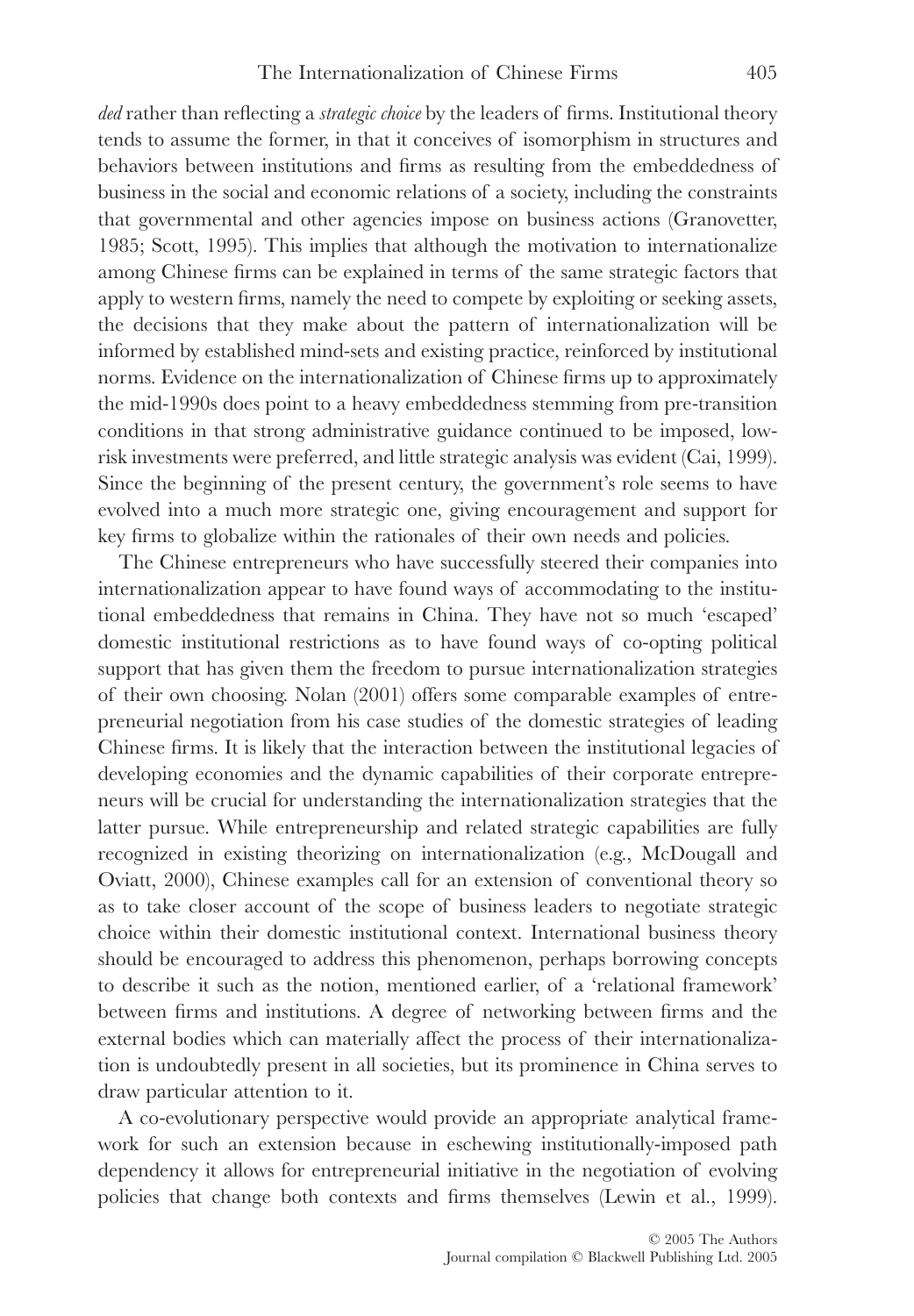*ded* rather than reflecting a *strategic choice* by the leaders of firms. Institutional theory tends to assume the former, in that it conceives of isomorphism in structures and behaviors between institutions and firms as resulting from the embeddedness of business in the social and economic relations of a society, including the constraints that governmental and other agencies impose on business actions (Granovetter, 1985; Scott, 1995). This implies that although the motivation to internationalize among Chinese firms can be explained in terms of the same strategic factors that apply to western firms, namely the need to compete by exploiting or seeking assets, the decisions that they make about the pattern of internationalization will be informed by established mind-sets and existing practice, reinforced by institutional norms. Evidence on the internationalization of Chinese firms up to approximately the mid-1990s does point to a heavy embeddedness stemming from pre-transition conditions in that strong administrative guidance continued to be imposed, low-risk investments were preferred, and little strategic analysis was evident (Cai, 1999). Since the beginning of the present century, the government's role seems to have evolved into a much more strategic one, giving encouragement and support for key firms to globalize within the rationales of their own needs and policies.

The Chinese entrepreneurs who have successfully steered their companies into internationalization appear to have found ways of accommodating to the institutional embeddedness that remains in China. They have not so much 'escaped' domestic institutional restrictions as to have found ways of co-opting political support that has given them the freedom to pursue internationalization strategies of their own choosing. Nolan (2001) offers some comparable examples of entrepreneurial negotiation from his case studies of the domestic strategies of leading Chinese firms. It is likely that the interaction between the institutional legacies of developing economies and the dynamic capabilities of their corporate entrepreneurs will be crucial for understanding the internationalization strategies that the latter pursue. While entrepreneurship and related strategic capabilities are fully recognized in existing theorizing on internationalization (e.g., McDougall and Oviatt, 2000), Chinese examples call for an extension of conventional theory so as to take closer account of the scope of business leaders to negotiate strategic choice within their domestic institutional context. International business theory should be encouraged to address this phenomenon, perhaps borrowing concepts to describe it such as the notion, mentioned earlier, of a 'relational framework' between firms and institutions. A degree of networking between firms and the external bodies which can materially affect the process of their internationalization is undoubtedly present in all societies, but its prominence in China serves to draw particular attention to it.

A co-evolutionary perspective would provide an appropriate analytical framework for such an extension because in eschewing institutionally-imposed path dependency it allows for entrepreneurial initiative in the negotiation of evolving policies that change both contexts and firms themselves (Lewin et al., 1999).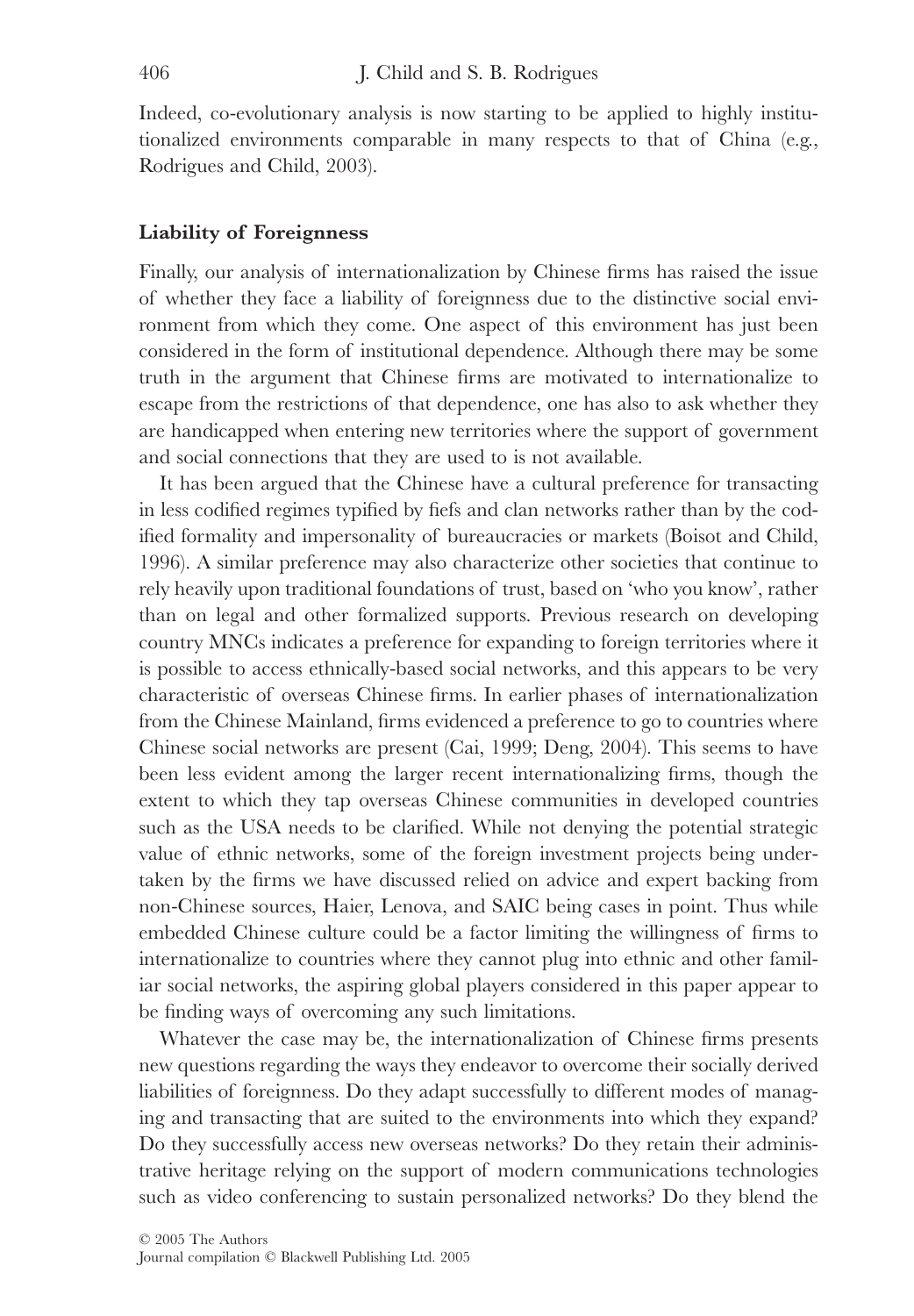Indeed, co-evolutionary analysis is now starting to be applied to highly institutionalized environments comparable in many respects to that of China (e.g., Rodrigues and Child, 2003).

### Liability of Foreignness

Finally, our analysis of internationalization by Chinese firms has raised the issue of whether they face a liability of foreignness due to the distinctive social environment from which they come. One aspect of this environment has just been considered in the form of institutional dependence. Although there may be some truth in the argument that Chinese firms are motivated to internationalize to escape from the restrictions of that dependence, one has also to ask whether they are handicapped when entering new territories where the support of government and social connections that they are used to is not available.

It has been argued that the Chinese have a cultural preference for transacting in less codified regimes typified by fiefs and clan networks rather than by the codified formality and impersonality of bureaucracies or markets (Boisot and Child, 1996). A similar preference may also characterize other societies that continue to rely heavily upon traditional foundations of trust, based on 'who you know', rather than on legal and other formalized supports. Previous research on developing country MNCs indicates a preference for expanding to foreign territories where it is possible to access ethnically-based social networks, and this appears to be very characteristic of overseas Chinese firms. In earlier phases of internationalization from the Chinese Mainland, firms evidenced a preference to go to countries where Chinese social networks are present (Cai, 1999; Deng, 2004). This seems to have been less evident among the larger recent internationalizing firms, though the extent to which they tap overseas Chinese communities in developed countries such as the USA needs to be clarified. While not denying the potential strategic value of ethnic networks, some of the foreign investment projects being undertaken by the firms we have discussed relied on advice and expert backing from non-Chinese sources, Haier, Lenova, and SAIC being cases in point. Thus while embedded Chinese culture could be a factor limiting the willingness of firms to internationalize to countries where they cannot plug into ethnic and other familiar social networks, the aspiring global players considered in this paper appear to be finding ways of overcoming any such limitations.

Whatever the case may be, the internationalization of Chinese firms presents new questions regarding the ways they endeavor to overcome their socially derived liabilities of foreignness. Do they adapt successfully to different modes of managing and transacting that are suited to the environments into which they expand? Do they successfully access new overseas networks? Do they retain their administrative heritage relying on the support of modern communications technologies such as video conferencing to sustain personalized networks? Do they blend the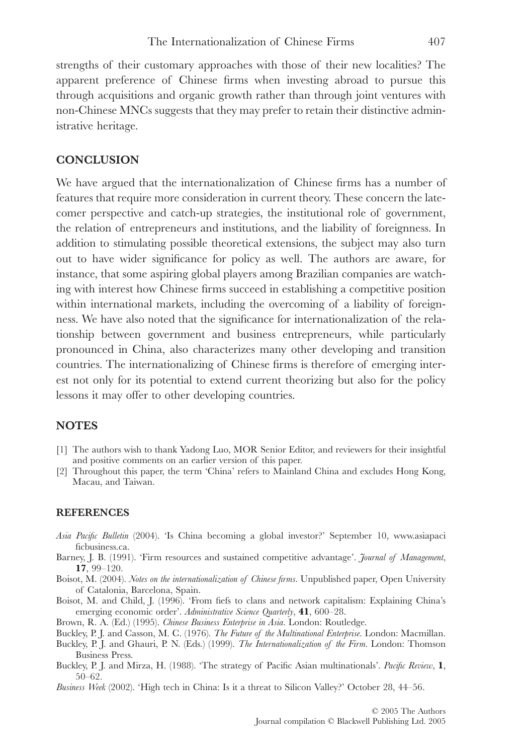strengths of their customary approaches with those of their new localities? The apparent preference of Chinese firms when investing abroad to pursue this through acquisitions and organic growth rather than through joint ventures with non-Chinese MNCs suggests that they may prefer to retain their distinctive administrative heritage.

## CONCLUSION

We have argued that the internationalization of Chinese firms has a number of features that require more consideration in current theory. These concern the latecomer perspective and catch-up strategies, the institutional role of government, the relation of entrepreneurs and institutions, and the liability of foreignness. In addition to stimulating possible theoretical extensions, the subject may also turn out to have wider significance for policy as well. The authors are aware, for instance, that some aspiring global players among Brazilian companies are watching with interest how Chinese firms succeed in establishing a competitive position within international markets, including the overcoming of a liability of foreignness. We have also noted that the significance for internationalization of the relationship between government and business entrepreneurs, while particularly pronounced in China, also characterizes many other developing and transition countries. The internationalizing of Chinese firms is therefore of emerging interest not only for its potential to extend current theorizing but also for the policy lessons it may offer to other developing countries.

## NOTES

[1] The authors wish to thank Yadong Luo, MOR Senior Editor, and reviewers for their insightful and positive comments on an earlier version of this paper.

[2] Throughout this paper, the term 'China' refers to Mainland China and excludes Hong Kong, Macau, and Taiwan.

## REFERENCES

*Asia Pacific Bulletin* (2004). 'Is China becoming a global investor?' September 10, www.asiapacificbusiness.ca.

Barney, J. B. (1991). 'Firm resources and sustained competitive advantage'. *Journal of Management*, **17**, 99–120.

Boisot, M. (2004). *Notes on the internationalization of Chinese firms*. Unpublished paper, Open University of Catalonia, Barcelona, Spain.

Boisot, M. and Child, J. (1996). 'From fiefs to clans and network capitalism: Explaining China's emerging economic order'. *Administrative Science Quarterly*, **41**, 600–28.

Brown, R. A. (Ed.) (1995). *Chinese Business Enterprise in Asia*. London: Routledge.

Buckley, P. J. and Casson, M. C. (1976). *The Future of the Multinational Enterprise*. London: Macmillan.

Buckley, P. J. and Ghauri, P. N. (Eds.) (1999). *The Internationalization of the Firm*. London: Thomson Business Press.

Buckley, P. J. and Mirza, H. (1988). 'The strategy of Pacific Asian multinationals'. *Pacific Review*, **1**, 50–62.

*Business Week* (2002). 'High tech in China: Is it a threat to Silicon Valley?' October 28, 44–56.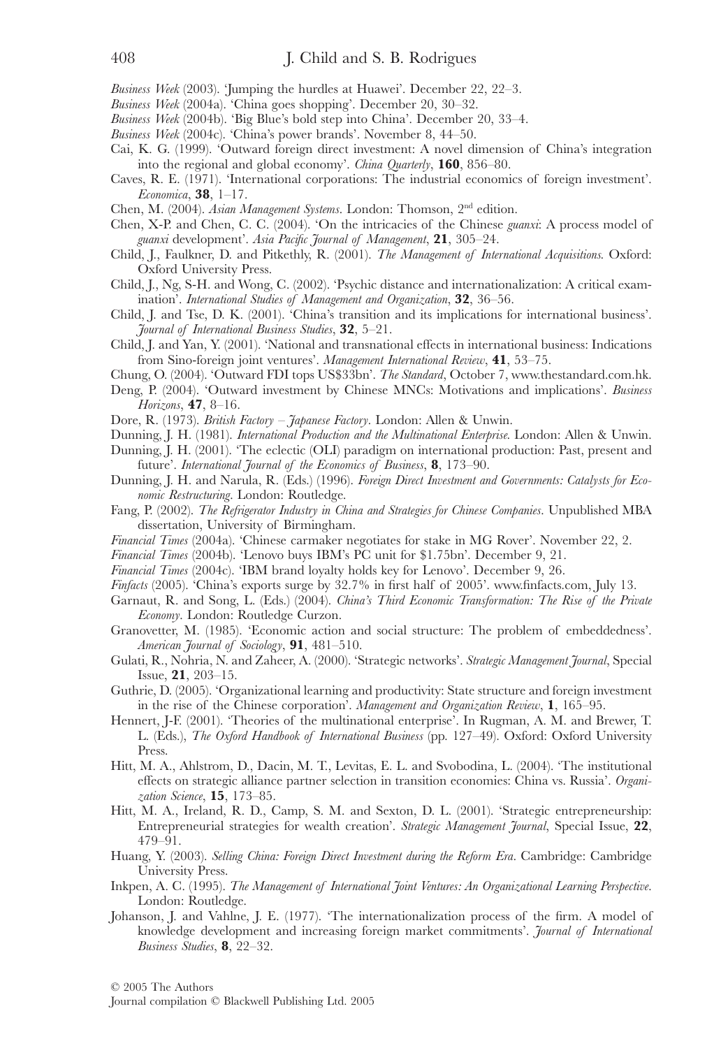*Business Week* (2003). 'Jumping the hurdles at Huawei'. December 22, 22–3.

*Business Week* (2004a). 'China goes shopping'. December 20, 30–32.

*Business Week* (2004b). 'Big Blue's bold step into China'. December 20, 33–4.

*Business Week* (2004c). 'China's power brands'. November 8, 44–50.

Cai, K. G. (1999). 'Outward foreign direct investment: A novel dimension of China's integration into the regional and global economy'. *China Quarterly*, **160**, 856–80.

Caves, R. E. (1971). 'International corporations: The industrial economics of foreign investment'. *Economica*, **38**, 1–17.

Chen, M. (2004). *Asian Management Systems*. London: Thomson, 2nd edition.

Chen, X-P. and Chen, C. C. (2004). 'On the intricacies of the Chinese *guanxi*: A process model of *guanxi* development'. *Asia Pacific Journal of Management*, **21**, 305–24.

Child, J., Faulkner, D. and Pitkethly, R. (2001). *The Management of International Acquisitions*. Oxford: Oxford University Press.

Child, J., Ng, S-H. and Wong, C. (2002). 'Psychic distance and internationalization: A critical examination'. *International Studies of Management and Organization*, **32**, 36–56.

Child, J. and Tse, D. K. (2001). 'China's transition and its implications for international business'. *Journal of International Business Studies*, **32**, 5–21.

Child, J. and Yan, Y. (2001). 'National and transnational effects in international business: Indications from Sino-foreign joint ventures'. *Management International Review*, **41**, 53–75.

Chung, O. (2004). 'Outward FDI tops US$33bn'. *The Standard*, October 7, www.thestandard.com.hk.

Deng, P. (2004). 'Outward investment by Chinese MNCs: Motivations and implications'. *Business Horizons*, **47**, 8–16.

Dore, R. (1973). *British Factory – Japanese Factory*. London: Allen & Unwin.

Dunning, J. H. (1981). *International Production and the Multinational Enterprise*. London: Allen & Unwin.

Dunning, J. H. (2001). 'The eclectic (OLI) paradigm on international production: Past, present and future'. *International Journal of the Economics of Business*, **8**, 173–90.

Dunning, J. H. and Narula, R. (Eds.) (1996). *Foreign Direct Investment and Governments: Catalysts for Economic Restructuring*. London: Routledge.

Fang, P. (2002). *The Refrigerator Industry in China and Strategies for Chinese Companies*. Unpublished MBA dissertation, University of Birmingham.

*Financial Times* (2004a). 'Chinese carmaker negotiates for stake in MG Rover'. November 22, 2.

*Financial Times* (2004b). 'Lenovo buys IBM's PC unit for $1.75bn'. December 9, 21.

*Financial Times* (2004c). 'IBM brand loyalty holds key for Lenovo'. December 9, 26.

*Finfacts* (2005). 'China's exports surge by 32.7% in first half of 2005'. www.finfacts.com, July 13.

Garnaut, R. and Song, L. (Eds.) (2004). *China's Third Economic Transformation: The Rise of the Private Economy*. London: Routledge Curzon.

Granovetter, M. (1985). 'Economic action and social structure: The problem of embeddedness'. *American Journal of Sociology*, **91**, 481–510.

Gulati, R., Nohria, N. and Zaheer, A. (2000). 'Strategic networks'. *Strategic Management Journal*, Special Issue, **21**, 203–15.

Guthrie, D. (2005). 'Organizational learning and productivity: State structure and foreign investment in the rise of the Chinese corporation'. *Management and Organization Review*, **1**, 165–95.

Hennert, J-F. (2001). 'Theories of the multinational enterprise'. In Rugman, A. M. and Brewer, T. L. (Eds.), *The Oxford Handbook of International Business* (pp. 127–49). Oxford: Oxford University Press.

Hitt, M. A., Ahlstrom, D., Dacin, M. T., Levitas, E. L. and Svobodina, L. (2004). 'The institutional effects on strategic alliance partner selection in transition economies: China vs. Russia'. *Organization Science*, **15**, 173–85.

Hitt, M. A., Ireland, R. D., Camp, S. M. and Sexton, D. L. (2001). 'Strategic entrepreneurship: Entrepreneurial strategies for wealth creation'. *Strategic Management Journal*, Special Issue, **22**, 479–91.

Huang, Y. (2003). *Selling China: Foreign Direct Investment during the Reform Era*. Cambridge: Cambridge University Press.

Inkpen, A. C. (1995). *The Management of International Joint Ventures: An Organizational Learning Perspective*. London: Routledge.

Johanson, J. and Vahlne, J. E. (1977). 'The internationalization process of the firm. A model of knowledge development and increasing foreign market commitments'. *Journal of International Business Studies*, **8**, 22–32.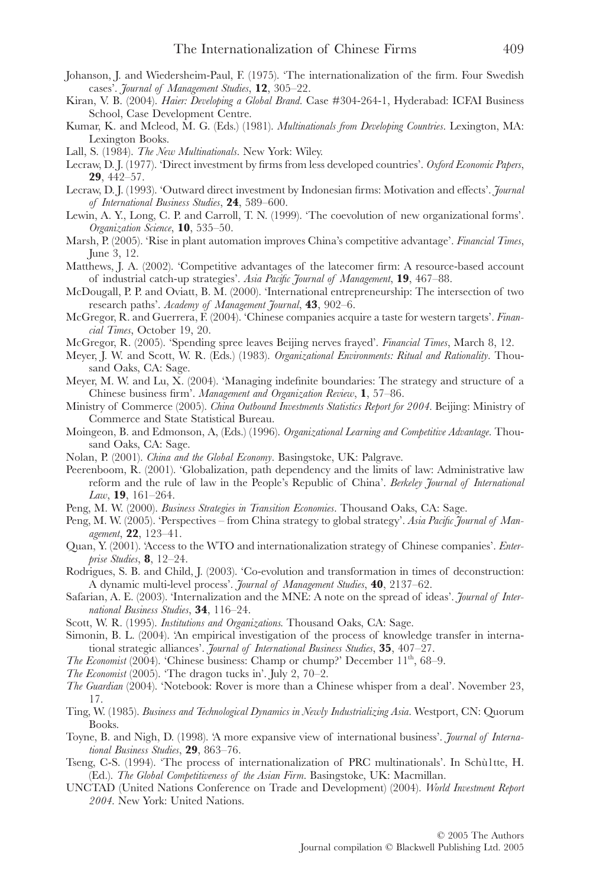Johanson, J. and Wiedersheim-Paul, F. (1975). 'The internationalization of the firm. Four Swedish cases'. *Journal of Management Studies*, **12**, 305–22.

Kiran, V. B. (2004). *Haier: Developing a Global Brand*. Case #304-264-1, Hyderabad: ICFAI Business School, Case Development Centre.

Kumar, K. and Mcleod, M. G. (Eds.) (1981). *Multinationals from Developing Countries*. Lexington, MA: Lexington Books.

Lall, S. (1984). *The New Multinationals*. New York: Wiley.

Lecraw, D. J. (1977). 'Direct investment by firms from less developed countries'. *Oxford Economic Papers*, **29**, 442–57.

Lecraw, D. J. (1993). 'Outward direct investment by Indonesian firms: Motivation and effects'. *Journal of International Business Studies*, **24**, 589–600.

Lewin, A. Y., Long, C. P. and Carroll, T. N. (1999). 'The coevolution of new organizational forms'. *Organization Science*, **10**, 535–50.

Marsh, P. (2005). 'Rise in plant automation improves China's competitive advantage'. *Financial Times*, June 3, 12.

Matthews, J. A. (2002). 'Competitive advantages of the latecomer firm: A resource-based account of industrial catch-up strategies'. *Asia Pacific Journal of Management*, **19**, 467–88.

McDougall, P. P. and Oviatt, B. M. (2000). 'International entrepreneurship: The intersection of two research paths'. *Academy of Management Journal*, **43**, 902–6.

McGregor, R. and Guerrera, F. (2004). 'Chinese companies acquire a taste for western targets'. *Financial Times*, October 19, 20.

McGregor, R. (2005). 'Spending spree leaves Beijing nerves frayed'. *Financial Times*, March 8, 12.

Meyer, J. W. and Scott, W. R. (Eds.) (1983). *Organizational Environments: Ritual and Rationality*. Thousand Oaks, CA: Sage.

Meyer, M. W. and Lu, X. (2004). 'Managing indefinite boundaries: The strategy and structure of a Chinese business firm'. *Management and Organization Review*, **1**, 57–86.

Ministry of Commerce (2005). *China Outbound Investments Statistics Report for 2004*. Beijing: Ministry of Commerce and State Statistical Bureau.

Moingeon, B. and Edmonson, A, (Eds.) (1996). *Organizational Learning and Competitive Advantage*. Thousand Oaks, CA: Sage.

Nolan, P. (2001). *China and the Global Economy*. Basingstoke, UK: Palgrave.

Peerenboom, R. (2001). 'Globalization, path dependency and the limits of law: Administrative law reform and the rule of law in the People's Republic of China'. *Berkeley Journal of International Law*, **19**, 161–264.

Peng, M. W. (2000). *Business Strategies in Transition Economies*. Thousand Oaks, CA: Sage.

Peng, M. W. (2005). 'Perspectives – from China strategy to global strategy'. *Asia Pacific Journal of Management*, **22**, 123–41.

Quan, Y. (2001). 'Access to the WTO and internationalization strategy of Chinese companies'. *Enterprise Studies*, **8**, 12–24.

Rodrigues, S. B. and Child, J. (2003). 'Co-evolution and transformation in times of deconstruction: A dynamic multi-level process'. *Journal of Management Studies*, **40**, 2137–62.

Safarian, A. E. (2003). 'Internalization and the MNE: A note on the spread of ideas'. *Journal of International Business Studies*, **34**, 116–24.

Scott, W. R. (1995). *Institutions and Organizations*. Thousand Oaks, CA: Sage.

Simonin, B. L. (2004). 'An empirical investigation of the process of knowledge transfer in international strategic alliances'. *Journal of International Business Studies*, **35**, 407–27.

*The Economist* (2004). 'Chinese business: Champ or chump?' December 11th, 68–9.

*The Economist* (2005). 'The dragon tucks in'. July 2, 70–2.

*The Guardian* (2004). 'Notebook: Rover is more than a Chinese whisper from a deal'. November 23, 17.

Ting, W. (1985). *Business and Technological Dynamics in Newly Industrializing Asia*. Westport, CN: Quorum Books.

Toyne, B. and Nigh, D. (1998). 'A more expansive view of international business'. *Journal of International Business Studies*, **29**, 863–76.

Tseng, C-S. (1994). 'The process of internationalization of PRC multinationals'. In Schù1tte, H. (Ed.). *The Global Competitiveness of the Asian Firm*. Basingstoke, UK: Macmillan.

UNCTAD (United Nations Conference on Trade and Development) (2004). *World Investment Report 2004*. New York: United Nations.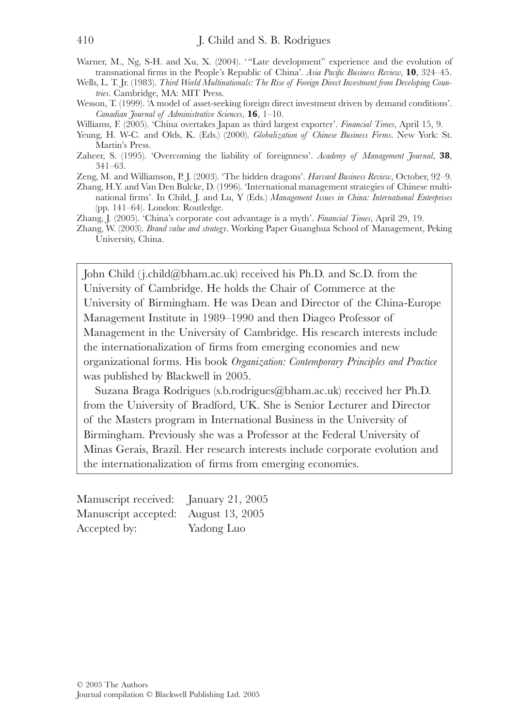Warner, M., Ng, S-H. and Xu, X. (2004). '"Late development" experience and the evolution of transnational firms in the People's Republic of China'. *Asia Pacific Business Review*, **10**, 324–45.

Wells, L. T. Jr. (1983). *Third World Multinationals: The Rise of Foreign Direct Investment from Developing Countries*. Cambridge, MA: MIT Press.

Wesson, T. (1999). 'A model of asset-seeking foreign direct investment driven by demand conditions'. *Canadian Journal of Administrative Sciences*, **16**, 1–10.

Williams, F. (2005). 'China overtakes Japan as third largest exporter'. *Financial Times*, April 15, 9.

Yeung, H. W-C. and Olds, K. (Eds.) (2000). *Globalization of Chinese Business Firms*. New York: St. Martin's Press.

Zaheer, S. (1995). 'Overcoming the liability of foreignness'. *Academy of Management Journal*, **38**, 341–63.

Zeng, M. and Williamson, P. J. (2003). 'The hidden dragons'. *Harvard Business Review*, October, 92–9.

Zhang, H.Y. and Van Den Bulcke, D. (1996). 'International management strategies of Chinese multinational firms'. In Child, J. and Lu, Y (Eds.) *Management Issues in China: International Enterprises* (pp. 141–64). London: Routledge.

Zhang, J. (2005). 'China's corporate cost advantage is a myth'. *Financial Times*, April 29, 19.

Zhang, W. (2003). *Brand value and strategy*. Working Paper Guanghua School of Management, Peking University, China.

John Child (j.child@bham.ac.uk) received his Ph.D. and Sc.D. from the University of Cambridge. He holds the Chair of Commerce at the University of Birmingham. He was Dean and Director of the China-Europe Management Institute in 1989–1990 and then Diageo Professor of Management in the University of Cambridge. His research interests include the internationalization of firms from emerging economies and new organizational forms. His book *Organization: Contemporary Principles and Practice* was published by Blackwell in 2005.

Suzana Braga Rodrigues (s.b.rodrigues@bham.ac.uk) received her Ph.D. from the University of Bradford, UK. She is Senior Lecturer and Director of the Masters program in International Business in the University of Birmingham. Previously she was a Professor at the Federal University of Minas Gerais, Brazil. Her research interests include corporate evolution and the internationalization of firms from emerging economies.

Manuscript received: January 21, 2005
Manuscript accepted: August 13, 2005
Accepted by: Yadong Luo